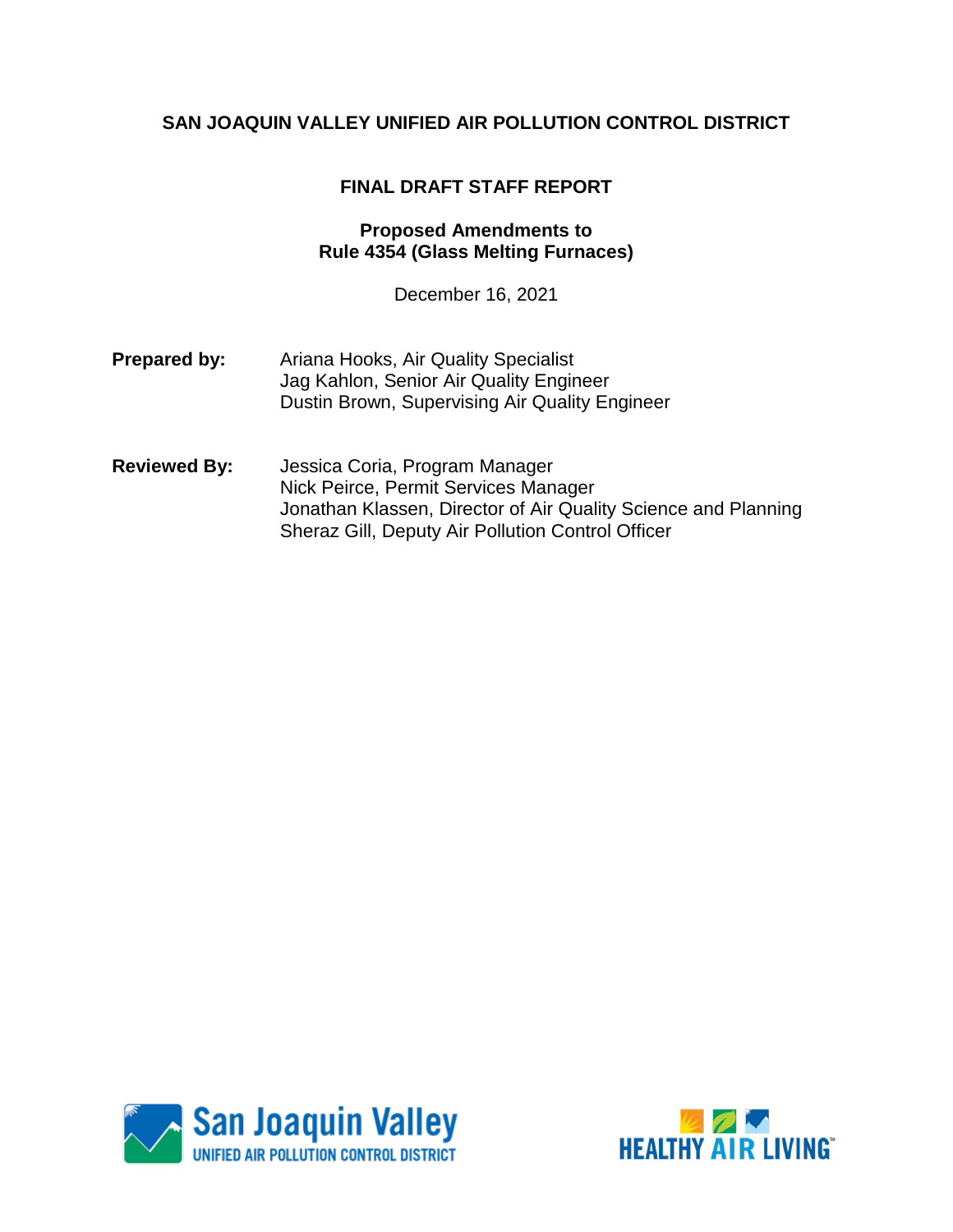**SAN JOAQUIN VALLEY UNIFIED AIR POLLUTION CONTROL DISTRICT**

# FINAL DRAFT STAFF REPORT

## Proposed Amendments to Rule 4354 (Glass Melting Furnaces)

December 16, 2021

**Prepared by:**
Ariana Hooks, Air Quality Specialist
Jag Kahlon, Senior Air Quality Engineer
Dustin Brown, Supervising Air Quality Engineer

**Reviewed By:**
Jessica Coria, Program Manager
Nick Peirce, Permit Services Manager
Jonathan Klassen, Director of Air Quality Science and Planning
Sheraz Gill, Deputy Air Pollution Control Officer

San Joaquin Valley
UNIFIED AIR POLLUTION CONTROL DISTRICT

HEALTHY AIR LIVING™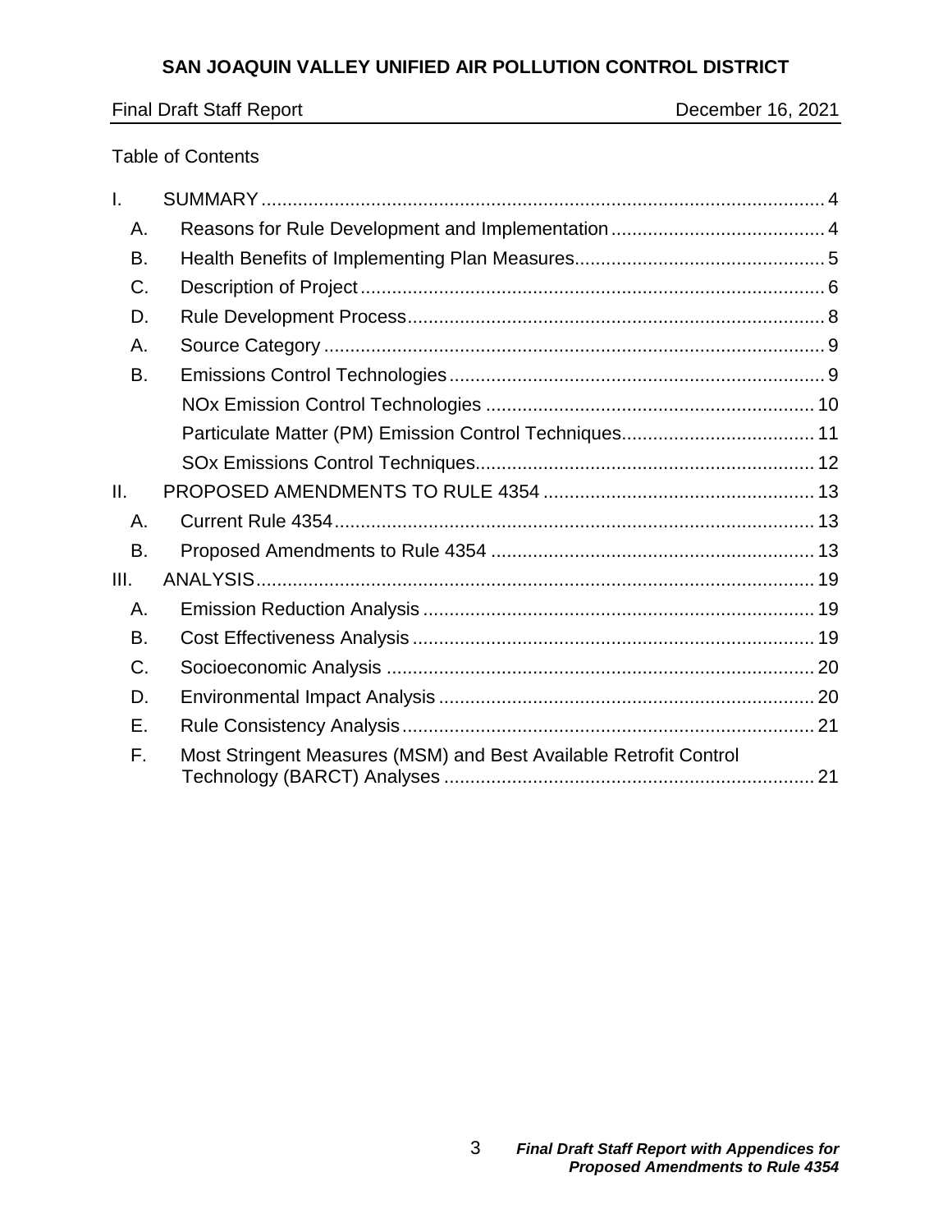Table of Contents

| | | |
|---|---|---|
| I. | SUMMARY | 4 |
| A. | Reasons for Rule Development and Implementation | 4 |
| B. | Health Benefits of Implementing Plan Measures | 5 |
| C. | Description of Project | 6 |
| D. | Rule Development Process | 8 |
| A. | Source Category | 9 |
| B. | Emissions Control Technologies | 9 |
| | NOx Emission Control Technologies | 10 |
| | Particulate Matter (PM) Emission Control Techniques | 11 |
| | SOx Emissions Control Techniques | 12 |
| II. | PROPOSED AMENDMENTS TO RULE 4354 | 13 |
| A. | Current Rule 4354 | 13 |
| B. | Proposed Amendments to Rule 4354 | 13 |
| III. | ANALYSIS | 19 |
| A. | Emission Reduction Analysis | 19 |
| B. | Cost Effectiveness Analysis | 19 |
| C. | Socioeconomic Analysis | 20 |
| D. | Environmental Impact Analysis | 20 |
| E. | Rule Consistency Analysis | 21 |
| F. | Most Stringent Measures (MSM) and Best Available Retrofit Control Technology (BARCT) Analyses | 21 |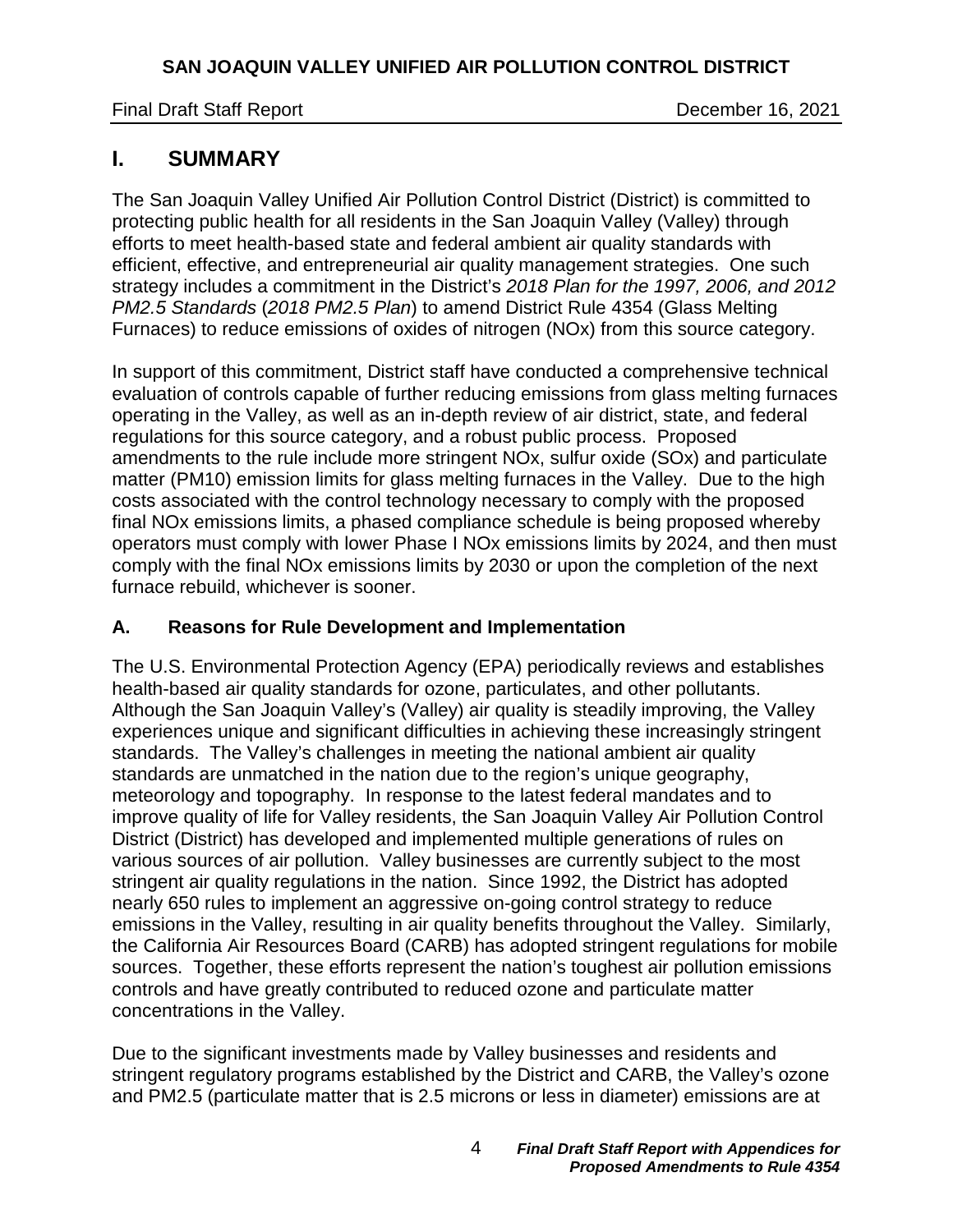# I. SUMMARY

The San Joaquin Valley Unified Air Pollution Control District (District) is committed to protecting public health for all residents in the San Joaquin Valley (Valley) through efforts to meet health-based state and federal ambient air quality standards with efficient, effective, and entrepreneurial air quality management strategies. One such strategy includes a commitment in the District's *2018 Plan for the 1997, 2006, and 2012 PM2.5 Standards* (*2018 PM2.5 Plan*) to amend District Rule 4354 (Glass Melting Furnaces) to reduce emissions of oxides of nitrogen (NOx) from this source category.

In support of this commitment, District staff have conducted a comprehensive technical evaluation of controls capable of further reducing emissions from glass melting furnaces operating in the Valley, as well as an in-depth review of air district, state, and federal regulations for this source category, and a robust public process. Proposed amendments to the rule include more stringent NOx, sulfur oxide (SOx) and particulate matter (PM10) emission limits for glass melting furnaces in the Valley. Due to the high costs associated with the control technology necessary to comply with the proposed final NOx emissions limits, a phased compliance schedule is being proposed whereby operators must comply with lower Phase I NOx emissions limits by 2024, and then must comply with the final NOx emissions limits by 2030 or upon the completion of the next furnace rebuild, whichever is sooner.

## A. Reasons for Rule Development and Implementation

The U.S. Environmental Protection Agency (EPA) periodically reviews and establishes health-based air quality standards for ozone, particulates, and other pollutants. Although the San Joaquin Valley's (Valley) air quality is steadily improving, the Valley experiences unique and significant difficulties in achieving these increasingly stringent standards. The Valley's challenges in meeting the national ambient air quality standards are unmatched in the nation due to the region's unique geography, meteorology and topography. In response to the latest federal mandates and to improve quality of life for Valley residents, the San Joaquin Valley Air Pollution Control District (District) has developed and implemented multiple generations of rules on various sources of air pollution. Valley businesses are currently subject to the most stringent air quality regulations in the nation. Since 1992, the District has adopted nearly 650 rules to implement an aggressive on-going control strategy to reduce emissions in the Valley, resulting in air quality benefits throughout the Valley. Similarly, the California Air Resources Board (CARB) has adopted stringent regulations for mobile sources. Together, these efforts represent the nation's toughest air pollution emissions controls and have greatly contributed to reduced ozone and particulate matter concentrations in the Valley.

Due to the significant investments made by Valley businesses and residents and stringent regulatory programs established by the District and CARB, the Valley's ozone and PM2.5 (particulate matter that is 2.5 microns or less in diameter) emissions are at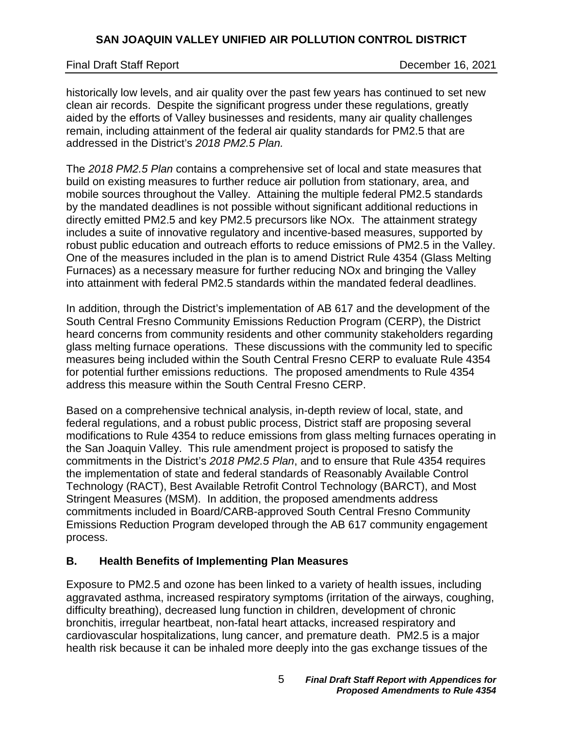historically low levels, and air quality over the past few years has continued to set new clean air records. Despite the significant progress under these regulations, greatly aided by the efforts of Valley businesses and residents, many air quality challenges remain, including attainment of the federal air quality standards for PM2.5 that are addressed in the District's *2018 PM2.5 Plan.*

The *2018 PM2.5 Plan* contains a comprehensive set of local and state measures that build on existing measures to further reduce air pollution from stationary, area, and mobile sources throughout the Valley. Attaining the multiple federal PM2.5 standards by the mandated deadlines is not possible without significant additional reductions in directly emitted PM2.5 and key PM2.5 precursors like NOx. The attainment strategy includes a suite of innovative regulatory and incentive-based measures, supported by robust public education and outreach efforts to reduce emissions of PM2.5 in the Valley. One of the measures included in the plan is to amend District Rule 4354 (Glass Melting Furnaces) as a necessary measure for further reducing NOx and bringing the Valley into attainment with federal PM2.5 standards within the mandated federal deadlines.

In addition, through the District's implementation of AB 617 and the development of the South Central Fresno Community Emissions Reduction Program (CERP), the District heard concerns from community residents and other community stakeholders regarding glass melting furnace operations. These discussions with the community led to specific measures being included within the South Central Fresno CERP to evaluate Rule 4354 for potential further emissions reductions. The proposed amendments to Rule 4354 address this measure within the South Central Fresno CERP.

Based on a comprehensive technical analysis, in-depth review of local, state, and federal regulations, and a robust public process, District staff are proposing several modifications to Rule 4354 to reduce emissions from glass melting furnaces operating in the San Joaquin Valley. This rule amendment project is proposed to satisfy the commitments in the District's *2018 PM2.5 Plan*, and to ensure that Rule 4354 requires the implementation of state and federal standards of Reasonably Available Control Technology (RACT), Best Available Retrofit Control Technology (BARCT), and Most Stringent Measures (MSM). In addition, the proposed amendments address commitments included in Board/CARB-approved South Central Fresno Community Emissions Reduction Program developed through the AB 617 community engagement process.

## B. Health Benefits of Implementing Plan Measures

Exposure to PM2.5 and ozone has been linked to a variety of health issues, including aggravated asthma, increased respiratory symptoms (irritation of the airways, coughing, difficulty breathing), decreased lung function in children, development of chronic bronchitis, irregular heartbeat, non-fatal heart attacks, increased respiratory and cardiovascular hospitalizations, lung cancer, and premature death. PM2.5 is a major health risk because it can be inhaled more deeply into the gas exchange tissues of the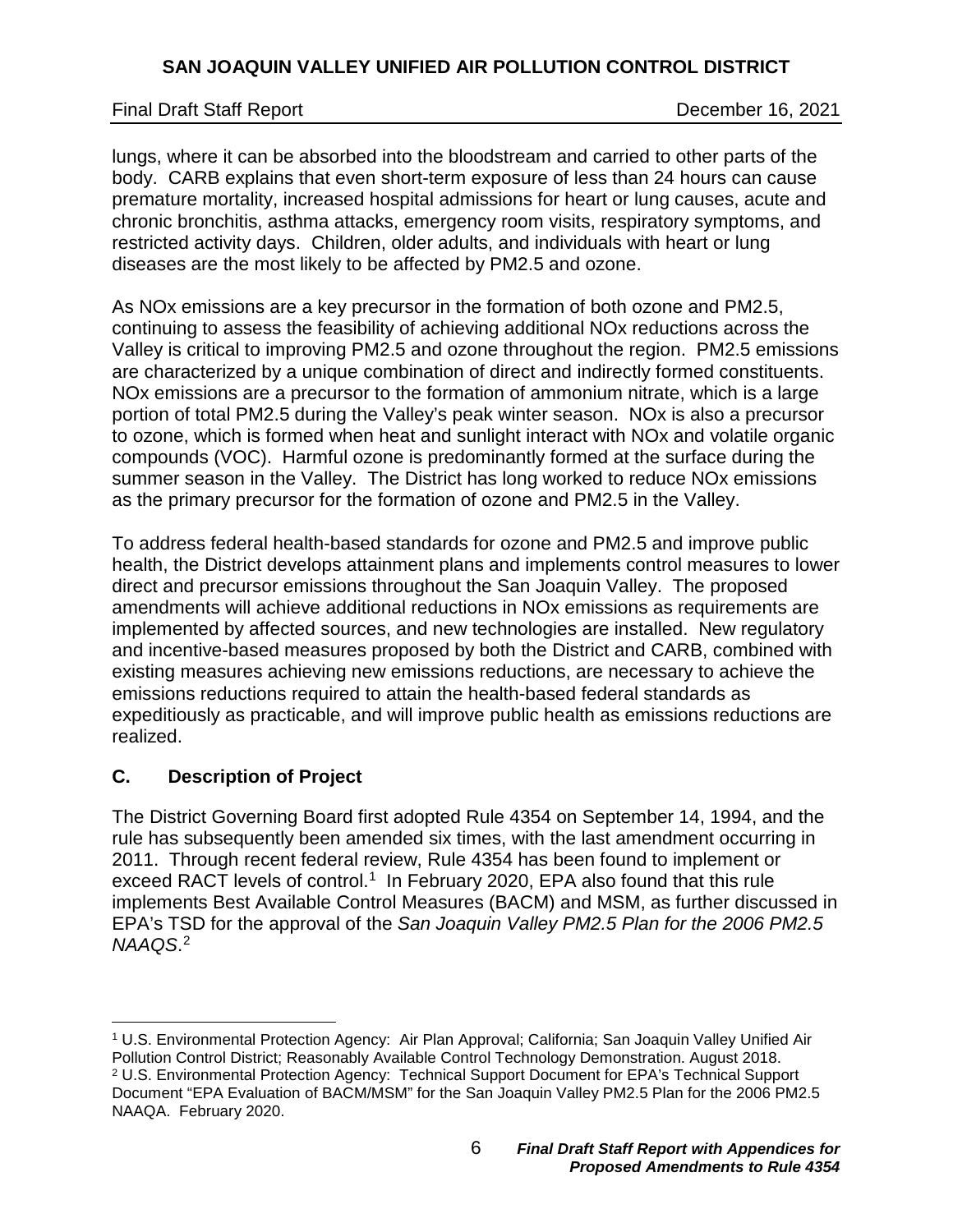lungs, where it can be absorbed into the bloodstream and carried to other parts of the body. CARB explains that even short-term exposure of less than 24 hours can cause premature mortality, increased hospital admissions for heart or lung causes, acute and chronic bronchitis, asthma attacks, emergency room visits, respiratory symptoms, and restricted activity days. Children, older adults, and individuals with heart or lung diseases are the most likely to be affected by PM2.5 and ozone.

As NOx emissions are a key precursor in the formation of both ozone and PM2.5, continuing to assess the feasibility of achieving additional NOx reductions across the Valley is critical to improving PM2.5 and ozone throughout the region. PM2.5 emissions are characterized by a unique combination of direct and indirectly formed constituents. NOx emissions are a precursor to the formation of ammonium nitrate, which is a large portion of total PM2.5 during the Valley's peak winter season. NOx is also a precursor to ozone, which is formed when heat and sunlight interact with NOx and volatile organic compounds (VOC). Harmful ozone is predominantly formed at the surface during the summer season in the Valley. The District has long worked to reduce NOx emissions as the primary precursor for the formation of ozone and PM2.5 in the Valley.

To address federal health-based standards for ozone and PM2.5 and improve public health, the District develops attainment plans and implements control measures to lower direct and precursor emissions throughout the San Joaquin Valley. The proposed amendments will achieve additional reductions in NOx emissions as requirements are implemented by affected sources, and new technologies are installed. New regulatory and incentive-based measures proposed by both the District and CARB, combined with existing measures achieving new emissions reductions, are necessary to achieve the emissions reductions required to attain the health-based federal standards as expeditiously as practicable, and will improve public health as emissions reductions are realized.

## C. Description of Project

The District Governing Board first adopted Rule 4354 on September 14, 1994, and the rule has subsequently been amended six times, with the last amendment occurring in 2011. Through recent federal review, Rule 4354 has been found to implement or exceed RACT levels of control.[1] In February 2020, EPA also found that this rule implements Best Available Control Measures (BACM) and MSM, as further discussed in EPA's TSD for the approval of the *San Joaquin Valley PM2.5 Plan for the 2006 PM2.5 NAAQS*.[2]

---

[1] U.S. Environmental Protection Agency: Air Plan Approval; California; San Joaquin Valley Unified Air Pollution Control District; Reasonably Available Control Technology Demonstration. August 2018.

[2] U.S. Environmental Protection Agency: Technical Support Document for EPA's Technical Support Document "EPA Evaluation of BACM/MSM" for the San Joaquin Valley PM2.5 Plan for the 2006 PM2.5 NAAQA. February 2020.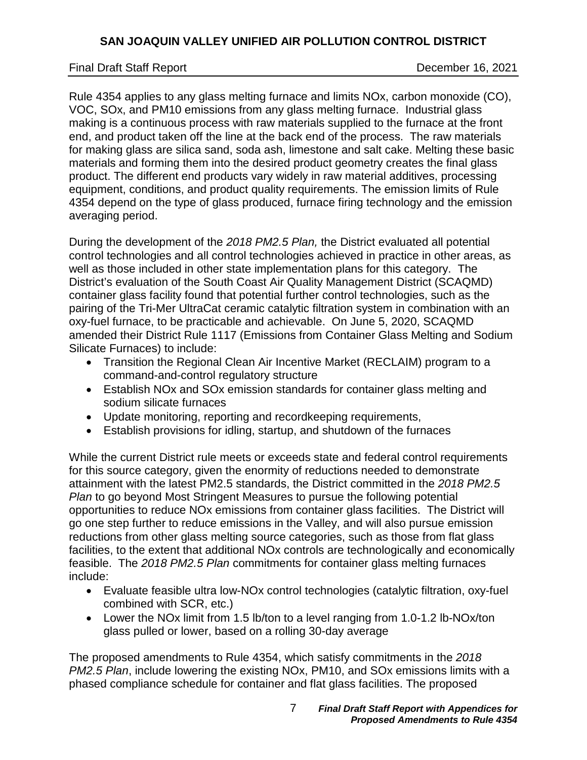Rule 4354 applies to any glass melting furnace and limits NOx, carbon monoxide (CO), VOC, SOx, and PM10 emissions from any glass melting furnace. Industrial glass making is a continuous process with raw materials supplied to the furnace at the front end, and product taken off the line at the back end of the process. The raw materials for making glass are silica sand, soda ash, limestone and salt cake. Melting these basic materials and forming them into the desired product geometry creates the final glass product. The different end products vary widely in raw material additives, processing equipment, conditions, and product quality requirements. The emission limits of Rule 4354 depend on the type of glass produced, furnace firing technology and the emission averaging period.

During the development of the *2018 PM2.5 Plan,* the District evaluated all potential control technologies and all control technologies achieved in practice in other areas, as well as those included in other state implementation plans for this category. The District's evaluation of the South Coast Air Quality Management District (SCAQMD) container glass facility found that potential further control technologies, such as the pairing of the Tri-Mer UltraCat ceramic catalytic filtration system in combination with an oxy-fuel furnace, to be practicable and achievable. On June 5, 2020, SCAQMD amended their District Rule 1117 (Emissions from Container Glass Melting and Sodium Silicate Furnaces) to include:

- Transition the Regional Clean Air Incentive Market (RECLAIM) program to a command-and-control regulatory structure
- Establish NOx and SOx emission standards for container glass melting and sodium silicate furnaces
- Update monitoring, reporting and recordkeeping requirements,
- Establish provisions for idling, startup, and shutdown of the furnaces

While the current District rule meets or exceeds state and federal control requirements for this source category, given the enormity of reductions needed to demonstrate attainment with the latest PM2.5 standards, the District committed in the *2018 PM2.5 Plan* to go beyond Most Stringent Measures to pursue the following potential opportunities to reduce NOx emissions from container glass facilities. The District will go one step further to reduce emissions in the Valley, and will also pursue emission reductions from other glass melting source categories, such as those from flat glass facilities, to the extent that additional NOx controls are technologically and economically feasible. The *2018 PM2.5 Plan* commitments for container glass melting furnaces include:

- Evaluate feasible ultra low-NOx control technologies (catalytic filtration, oxy-fuel combined with SCR, etc.)
- Lower the NOx limit from 1.5 lb/ton to a level ranging from 1.0-1.2 lb-NOx/ton glass pulled or lower, based on a rolling 30-day average

The proposed amendments to Rule 4354, which satisfy commitments in the *2018 PM2.5 Plan*, include lowering the existing NOx, PM10, and SOx emissions limits with a phased compliance schedule for container and flat glass facilities. The proposed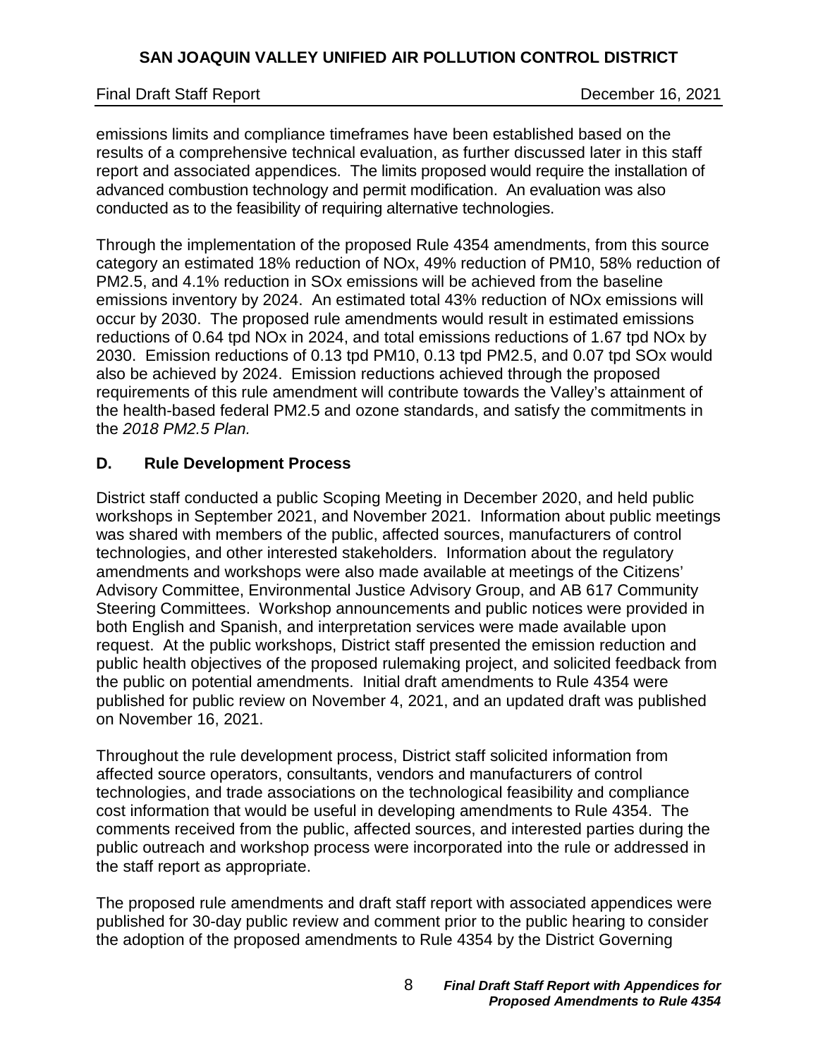emissions limits and compliance timeframes have been established based on the results of a comprehensive technical evaluation, as further discussed later in this staff report and associated appendices. The limits proposed would require the installation of advanced combustion technology and permit modification. An evaluation was also conducted as to the feasibility of requiring alternative technologies.

Through the implementation of the proposed Rule 4354 amendments, from this source category an estimated 18% reduction of NOx, 49% reduction of PM10, 58% reduction of PM2.5, and 4.1% reduction in SOx emissions will be achieved from the baseline emissions inventory by 2024. An estimated total 43% reduction of NOx emissions will occur by 2030. The proposed rule amendments would result in estimated emissions reductions of 0.64 tpd NOx in 2024, and total emissions reductions of 1.67 tpd NOx by 2030. Emission reductions of 0.13 tpd PM10, 0.13 tpd PM2.5, and 0.07 tpd SOx would also be achieved by 2024. Emission reductions achieved through the proposed requirements of this rule amendment will contribute towards the Valley's attainment of the health-based federal PM2.5 and ozone standards, and satisfy the commitments in the *2018 PM2.5 Plan.*

## D. Rule Development Process

District staff conducted a public Scoping Meeting in December 2020, and held public workshops in September 2021, and November 2021. Information about public meetings was shared with members of the public, affected sources, manufacturers of control technologies, and other interested stakeholders. Information about the regulatory amendments and workshops were also made available at meetings of the Citizens' Advisory Committee, Environmental Justice Advisory Group, and AB 617 Community Steering Committees. Workshop announcements and public notices were provided in both English and Spanish, and interpretation services were made available upon request. At the public workshops, District staff presented the emission reduction and public health objectives of the proposed rulemaking project, and solicited feedback from the public on potential amendments. Initial draft amendments to Rule 4354 were published for public review on November 4, 2021, and an updated draft was published on November 16, 2021.

Throughout the rule development process, District staff solicited information from affected source operators, consultants, vendors and manufacturers of control technologies, and trade associations on the technological feasibility and compliance cost information that would be useful in developing amendments to Rule 4354. The comments received from the public, affected sources, and interested parties during the public outreach and workshop process were incorporated into the rule or addressed in the staff report as appropriate.

The proposed rule amendments and draft staff report with associated appendices were published for 30-day public review and comment prior to the public hearing to consider the adoption of the proposed amendments to Rule 4354 by the District Governing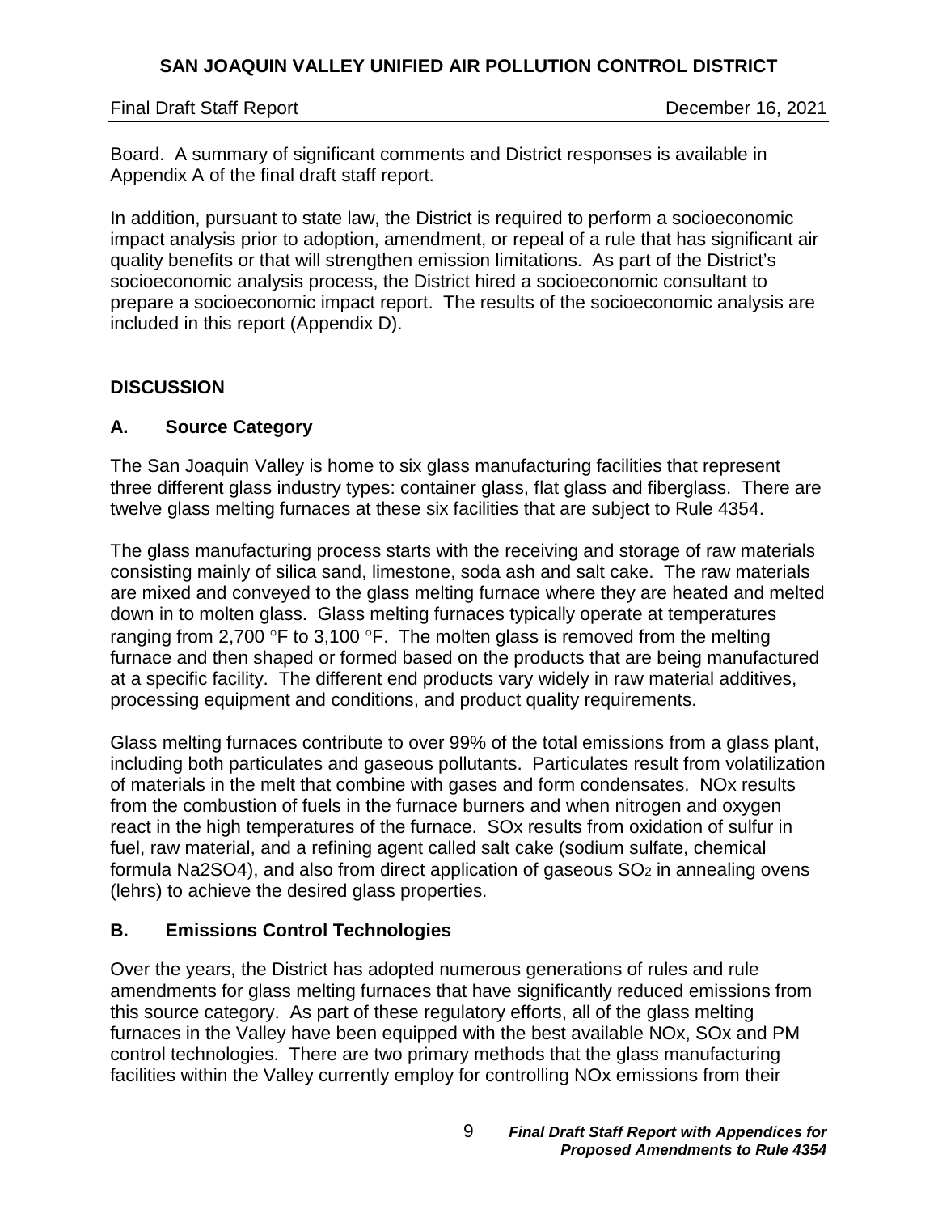Board. A summary of significant comments and District responses is available in Appendix A of the final draft staff report.

In addition, pursuant to state law, the District is required to perform a socioeconomic impact analysis prior to adoption, amendment, or repeal of a rule that has significant air quality benefits or that will strengthen emission limitations. As part of the District's socioeconomic analysis process, the District hired a socioeconomic consultant to prepare a socioeconomic impact report. The results of the socioeconomic analysis are included in this report (Appendix D).

## DISCUSSION

### A. Source Category

The San Joaquin Valley is home to six glass manufacturing facilities that represent three different glass industry types: container glass, flat glass and fiberglass. There are twelve glass melting furnaces at these six facilities that are subject to Rule 4354.

The glass manufacturing process starts with the receiving and storage of raw materials consisting mainly of silica sand, limestone, soda ash and salt cake. The raw materials are mixed and conveyed to the glass melting furnace where they are heated and melted down in to molten glass. Glass melting furnaces typically operate at temperatures ranging from 2,700 °F to 3,100 °F. The molten glass is removed from the melting furnace and then shaped or formed based on the products that are being manufactured at a specific facility. The different end products vary widely in raw material additives, processing equipment and conditions, and product quality requirements.

Glass melting furnaces contribute to over 99% of the total emissions from a glass plant, including both particulates and gaseous pollutants. Particulates result from volatilization of materials in the melt that combine with gases and form condensates. NOx results from the combustion of fuels in the furnace burners and when nitrogen and oxygen react in the high temperatures of the furnace. SOx results from oxidation of sulfur in fuel, raw material, and a refining agent called salt cake (sodium sulfate, chemical formula Na2SO4), and also from direct application of gaseous $SO_2$ in annealing ovens (lehrs) to achieve the desired glass properties.

### B. Emissions Control Technologies

Over the years, the District has adopted numerous generations of rules and rule amendments for glass melting furnaces that have significantly reduced emissions from this source category. As part of these regulatory efforts, all of the glass melting furnaces in the Valley have been equipped with the best available NOx, SOx and PM control technologies. There are two primary methods that the glass manufacturing facilities within the Valley currently employ for controlling NOx emissions from their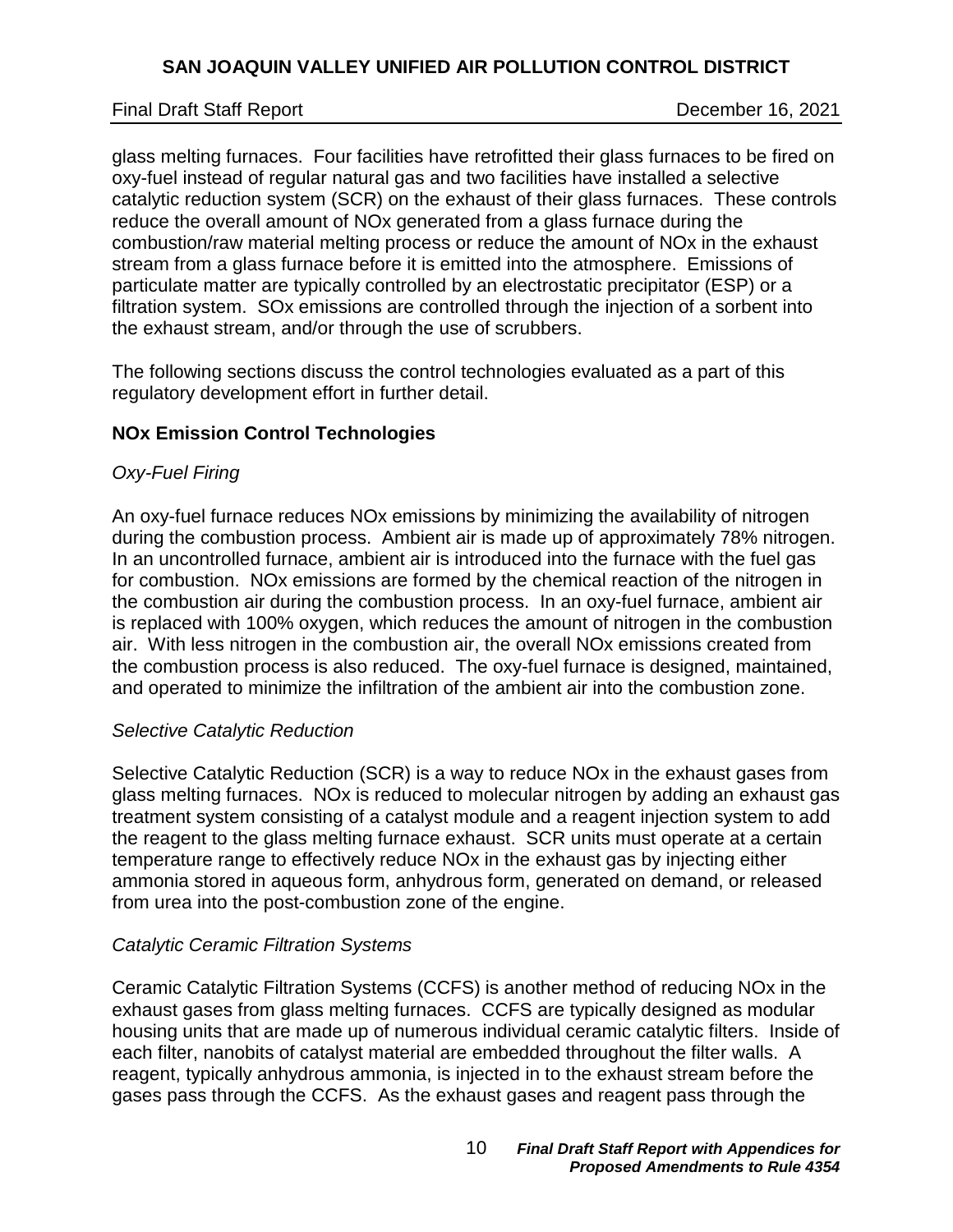glass melting furnaces. Four facilities have retrofitted their glass furnaces to be fired on oxy-fuel instead of regular natural gas and two facilities have installed a selective catalytic reduction system (SCR) on the exhaust of their glass furnaces. These controls reduce the overall amount of NOx generated from a glass furnace during the combustion/raw material melting process or reduce the amount of NOx in the exhaust stream from a glass furnace before it is emitted into the atmosphere. Emissions of particulate matter are typically controlled by an electrostatic precipitator (ESP) or a filtration system. SOx emissions are controlled through the injection of a sorbent into the exhaust stream, and/or through the use of scrubbers.

The following sections discuss the control technologies evaluated as a part of this regulatory development effort in further detail.

### NOx Emission Control Technologies

*Oxy-Fuel Firing*

An oxy-fuel furnace reduces NOx emissions by minimizing the availability of nitrogen during the combustion process. Ambient air is made up of approximately 78% nitrogen. In an uncontrolled furnace, ambient air is introduced into the furnace with the fuel gas for combustion. NOx emissions are formed by the chemical reaction of the nitrogen in the combustion air during the combustion process. In an oxy-fuel furnace, ambient air is replaced with 100% oxygen, which reduces the amount of nitrogen in the combustion air. With less nitrogen in the combustion air, the overall NOx emissions created from the combustion process is also reduced. The oxy-fuel furnace is designed, maintained, and operated to minimize the infiltration of the ambient air into the combustion zone.

*Selective Catalytic Reduction*

Selective Catalytic Reduction (SCR) is a way to reduce NOx in the exhaust gases from glass melting furnaces. NOx is reduced to molecular nitrogen by adding an exhaust gas treatment system consisting of a catalyst module and a reagent injection system to add the reagent to the glass melting furnace exhaust. SCR units must operate at a certain temperature range to effectively reduce NOx in the exhaust gas by injecting either ammonia stored in aqueous form, anhydrous form, generated on demand, or released from urea into the post-combustion zone of the engine.

*Catalytic Ceramic Filtration Systems*

Ceramic Catalytic Filtration Systems (CCFS) is another method of reducing NOx in the exhaust gases from glass melting furnaces. CCFS are typically designed as modular housing units that are made up of numerous individual ceramic catalytic filters. Inside of each filter, nanobits of catalyst material are embedded throughout the filter walls. A reagent, typically anhydrous ammonia, is injected in to the exhaust stream before the gases pass through the CCFS. As the exhaust gases and reagent pass through the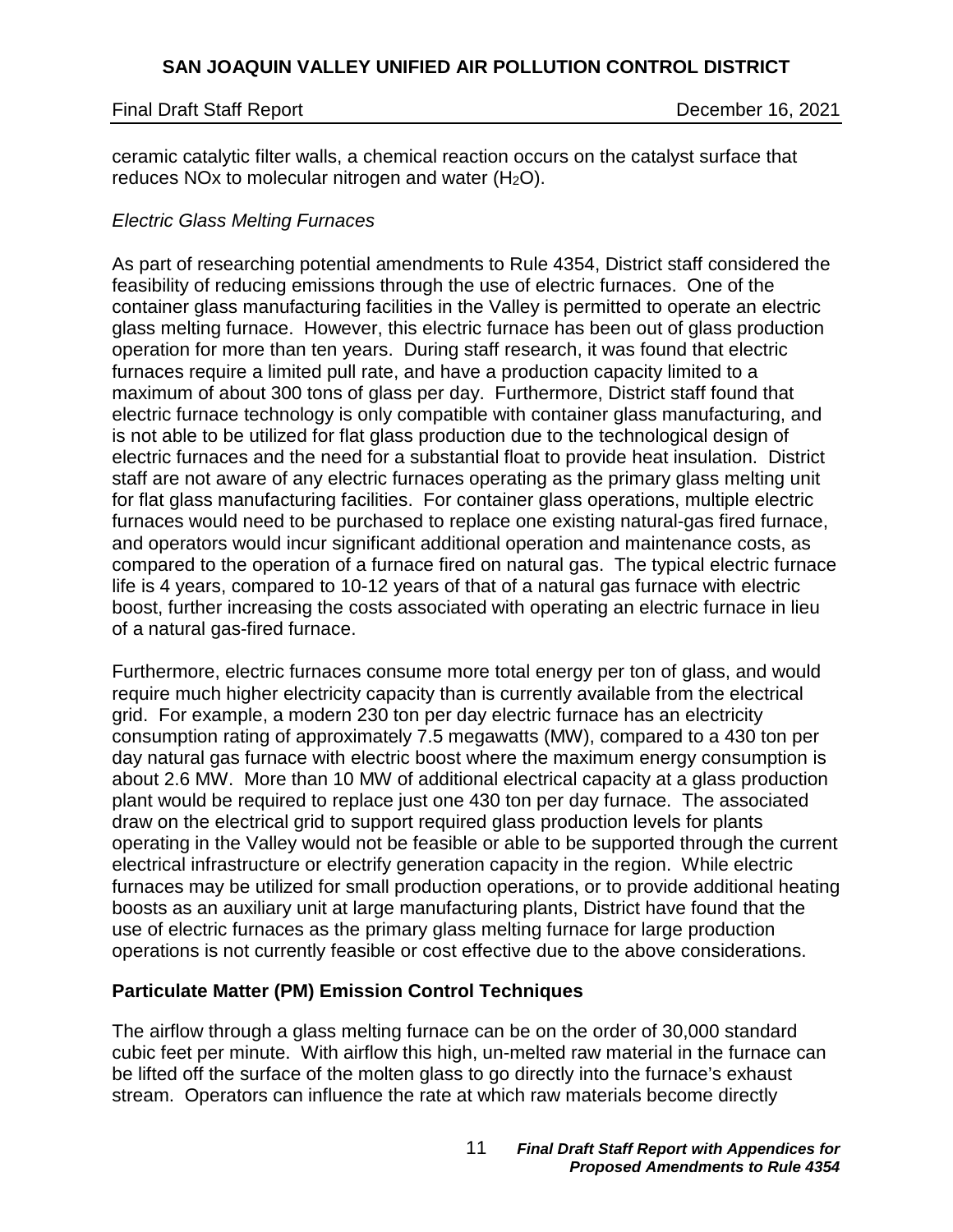ceramic catalytic filter walls, a chemical reaction occurs on the catalyst surface that reduces NOx to molecular nitrogen and water ($H_2O$).

*Electric Glass Melting Furnaces*

As part of researching potential amendments to Rule 4354, District staff considered the feasibility of reducing emissions through the use of electric furnaces. One of the container glass manufacturing facilities in the Valley is permitted to operate an electric glass melting furnace. However, this electric furnace has been out of glass production operation for more than ten years. During staff research, it was found that electric furnaces require a limited pull rate, and have a production capacity limited to a maximum of about 300 tons of glass per day. Furthermore, District staff found that electric furnace technology is only compatible with container glass manufacturing, and is not able to be utilized for flat glass production due to the technological design of electric furnaces and the need for a substantial float to provide heat insulation. District staff are not aware of any electric furnaces operating as the primary glass melting unit for flat glass manufacturing facilities. For container glass operations, multiple electric furnaces would need to be purchased to replace one existing natural-gas fired furnace, and operators would incur significant additional operation and maintenance costs, as compared to the operation of a furnace fired on natural gas. The typical electric furnace life is 4 years, compared to 10-12 years of that of a natural gas furnace with electric boost, further increasing the costs associated with operating an electric furnace in lieu of a natural gas-fired furnace.

Furthermore, electric furnaces consume more total energy per ton of glass, and would require much higher electricity capacity than is currently available from the electrical grid. For example, a modern 230 ton per day electric furnace has an electricity consumption rating of approximately 7.5 megawatts (MW), compared to a 430 ton per day natural gas furnace with electric boost where the maximum energy consumption is about 2.6 MW. More than 10 MW of additional electrical capacity at a glass production plant would be required to replace just one 430 ton per day furnace. The associated draw on the electrical grid to support required glass production levels for plants operating in the Valley would not be feasible or able to be supported through the current electrical infrastructure or electrify generation capacity in the region. While electric furnaces may be utilized for small production operations, or to provide additional heating boosts as an auxiliary unit at large manufacturing plants, District have found that the use of electric furnaces as the primary glass melting furnace for large production operations is not currently feasible or cost effective due to the above considerations.

## Particulate Matter (PM) Emission Control Techniques

The airflow through a glass melting furnace can be on the order of 30,000 standard cubic feet per minute. With airflow this high, un-melted raw material in the furnace can be lifted off the surface of the molten glass to go directly into the furnace's exhaust stream. Operators can influence the rate at which raw materials become directly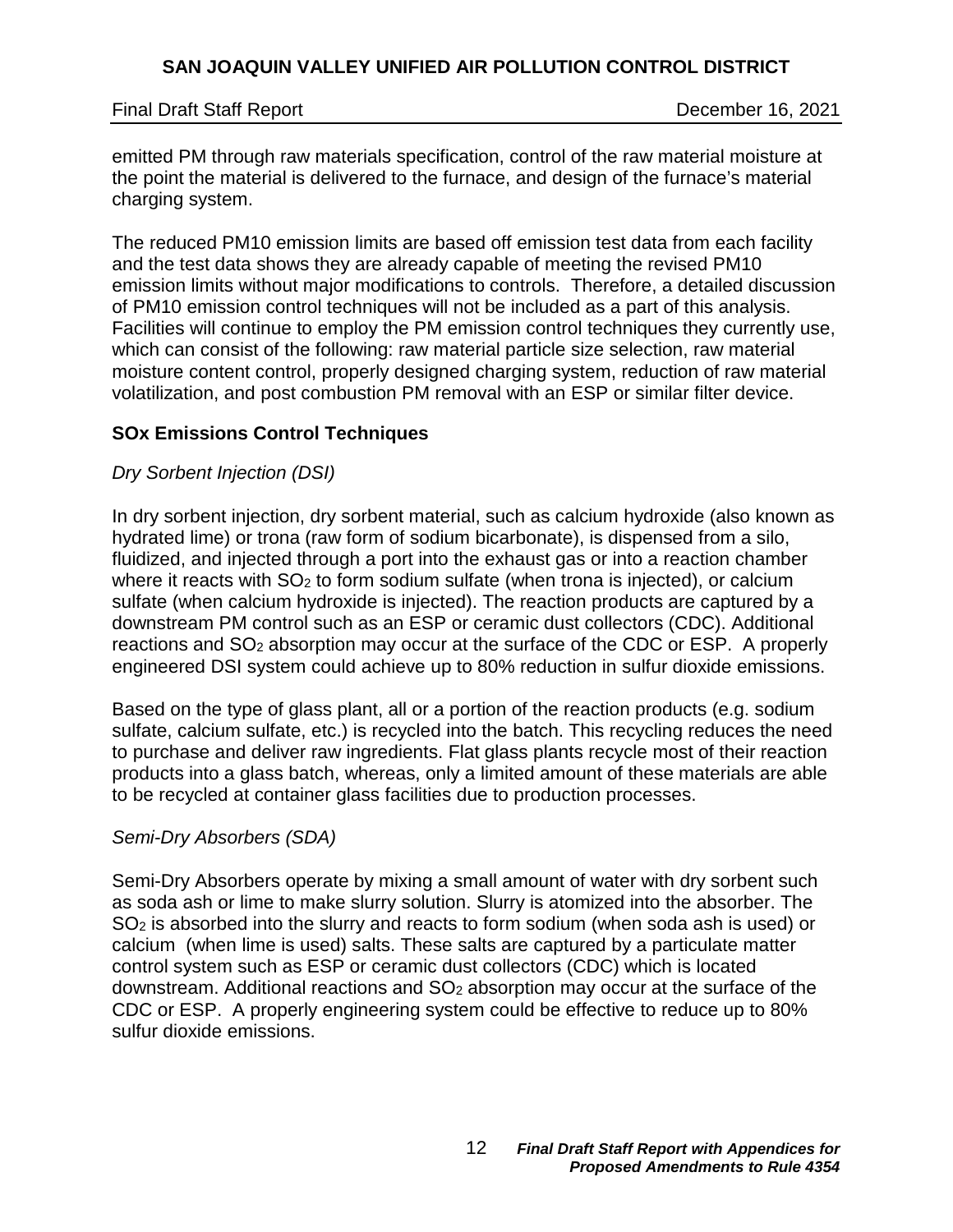emitted PM through raw materials specification, control of the raw material moisture at the point the material is delivered to the furnace, and design of the furnace's material charging system.

The reduced PM10 emission limits are based off emission test data from each facility and the test data shows they are already capable of meeting the revised PM10 emission limits without major modifications to controls. Therefore, a detailed discussion of PM10 emission control techniques will not be included as a part of this analysis. Facilities will continue to employ the PM emission control techniques they currently use, which can consist of the following: raw material particle size selection, raw material moisture content control, properly designed charging system, reduction of raw material volatilization, and post combustion PM removal with an ESP or similar filter device.

**SOx Emissions Control Techniques**

*Dry Sorbent Injection (DSI)*

In dry sorbent injection, dry sorbent material, such as calcium hydroxide (also known as hydrated lime) or trona (raw form of sodium bicarbonate), is dispensed from a silo, fluidized, and injected through a port into the exhaust gas or into a reaction chamber where it reacts with $SO_2$ to form sodium sulfate (when trona is injected), or calcium sulfate (when calcium hydroxide is injected). The reaction products are captured by a downstream PM control such as an ESP or ceramic dust collectors (CDC). Additional reactions and $SO_2$ absorption may occur at the surface of the CDC or ESP. A properly engineered DSI system could achieve up to 80% reduction in sulfur dioxide emissions.

Based on the type of glass plant, all or a portion of the reaction products (e.g. sodium sulfate, calcium sulfate, etc.) is recycled into the batch. This recycling reduces the need to purchase and deliver raw ingredients. Flat glass plants recycle most of their reaction products into a glass batch, whereas, only a limited amount of these materials are able to be recycled at container glass facilities due to production processes.

*Semi-Dry Absorbers (SDA)*

Semi-Dry Absorbers operate by mixing a small amount of water with dry sorbent such as soda ash or lime to make slurry solution. Slurry is atomized into the absorber. The $SO_2$ is absorbed into the slurry and reacts to form sodium (when soda ash is used) or calcium (when lime is used) salts. These salts are captured by a particulate matter control system such as ESP or ceramic dust collectors (CDC) which is located downstream. Additional reactions and $SO_2$ absorption may occur at the surface of the CDC or ESP. A properly engineering system could be effective to reduce up to 80% sulfur dioxide emissions.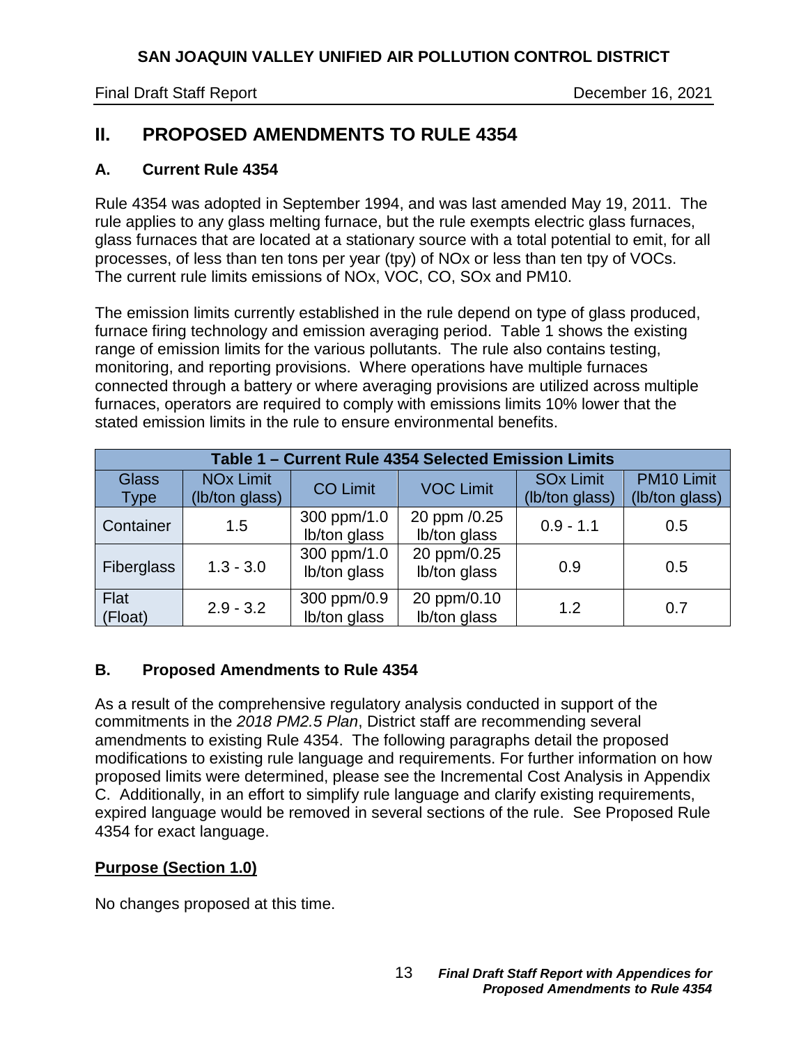## II. PROPOSED AMENDMENTS TO RULE 4354

### A. Current Rule 4354

Rule 4354 was adopted in September 1994, and was last amended May 19, 2011. The rule applies to any glass melting furnace, but the rule exempts electric glass furnaces, glass furnaces that are located at a stationary source with a total potential to emit, for all processes, of less than ten tons per year (tpy) of NOx or less than ten tpy of VOCs. The current rule limits emissions of NOx, VOC, CO, SOx and PM10.

The emission limits currently established in the rule depend on type of glass produced, furnace firing technology and emission averaging period. Table 1 shows the existing range of emission limits for the various pollutants. The rule also contains testing, monitoring, and reporting provisions. Where operations have multiple furnaces connected through a battery or where averaging provisions are utilized across multiple furnaces, operators are required to comply with emissions limits 10% lower that the stated emission limits in the rule to ensure environmental benefits.

| Table 1 – Current Rule 4354 Selected Emission Limits | | | | | |
|---|---|---|---|---|---|
| Glass Type | NOx Limit (lb/ton glass) | CO Limit | VOC Limit | SOx Limit (lb/ton glass) | PM10 Limit (lb/ton glass) |
| Container | 1.5 | 300 ppm/1.0 lb/ton glass | 20 ppm /0.25 lb/ton glass | 0.9 - 1.1 | 0.5 |
| Fiberglass | 1.3 - 3.0 | 300 ppm/1.0 lb/ton glass | 20 ppm/0.25 lb/ton glass | 0.9 | 0.5 |
| Flat (Float) | 2.9 - 3.2 | 300 ppm/0.9 lb/ton glass | 20 ppm/0.10 lb/ton glass | 1.2 | 0.7 |

### B. Proposed Amendments to Rule 4354

As a result of the comprehensive regulatory analysis conducted in support of the commitments in the *2018 PM2.5 Plan*, District staff are recommending several amendments to existing Rule 4354. The following paragraphs detail the proposed modifications to existing rule language and requirements. For further information on how proposed limits were determined, please see the Incremental Cost Analysis in Appendix C. Additionally, in an effort to simplify rule language and clarify existing requirements, expired language would be removed in several sections of the rule. See Proposed Rule 4354 for exact language.

**Purpose (Section 1.0)**

No changes proposed at this time.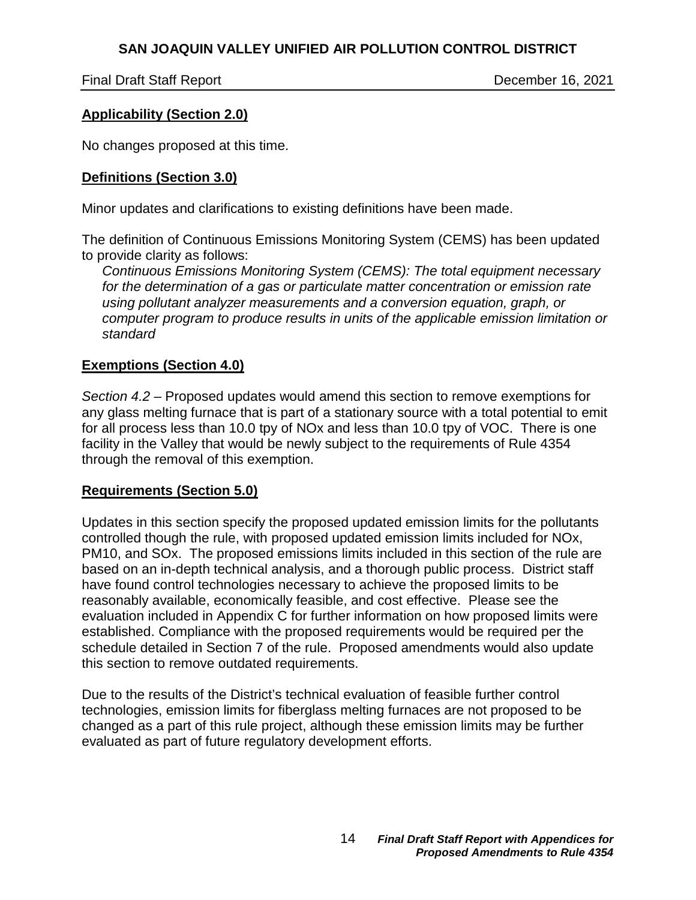**Applicability (Section 2.0)**

No changes proposed at this time.

**Definitions (Section 3.0)**

Minor updates and clarifications to existing definitions have been made.

The definition of Continuous Emissions Monitoring System (CEMS) has been updated to provide clarity as follows:

> *Continuous Emissions Monitoring System (CEMS): The total equipment necessary for the determination of a gas or particulate matter concentration or emission rate using pollutant analyzer measurements and a conversion equation, graph, or computer program to produce results in units of the applicable emission limitation or standard*

**Exemptions (Section 4.0)**

*Section 4.2* – Proposed updates would amend this section to remove exemptions for any glass melting furnace that is part of a stationary source with a total potential to emit for all process less than 10.0 tpy of NOx and less than 10.0 tpy of VOC. There is one facility in the Valley that would be newly subject to the requirements of Rule 4354 through the removal of this exemption.

**Requirements (Section 5.0)**

Updates in this section specify the proposed updated emission limits for the pollutants controlled though the rule, with proposed updated emission limits included for NOx, PM10, and SOx. The proposed emissions limits included in this section of the rule are based on an in-depth technical analysis, and a thorough public process. District staff have found control technologies necessary to achieve the proposed limits to be reasonably available, economically feasible, and cost effective. Please see the evaluation included in Appendix C for further information on how proposed limits were established. Compliance with the proposed requirements would be required per the schedule detailed in Section 7 of the rule. Proposed amendments would also update this section to remove outdated requirements.

Due to the results of the District's technical evaluation of feasible further control technologies, emission limits for fiberglass melting furnaces are not proposed to be changed as a part of this rule project, although these emission limits may be further evaluated as part of future regulatory development efforts.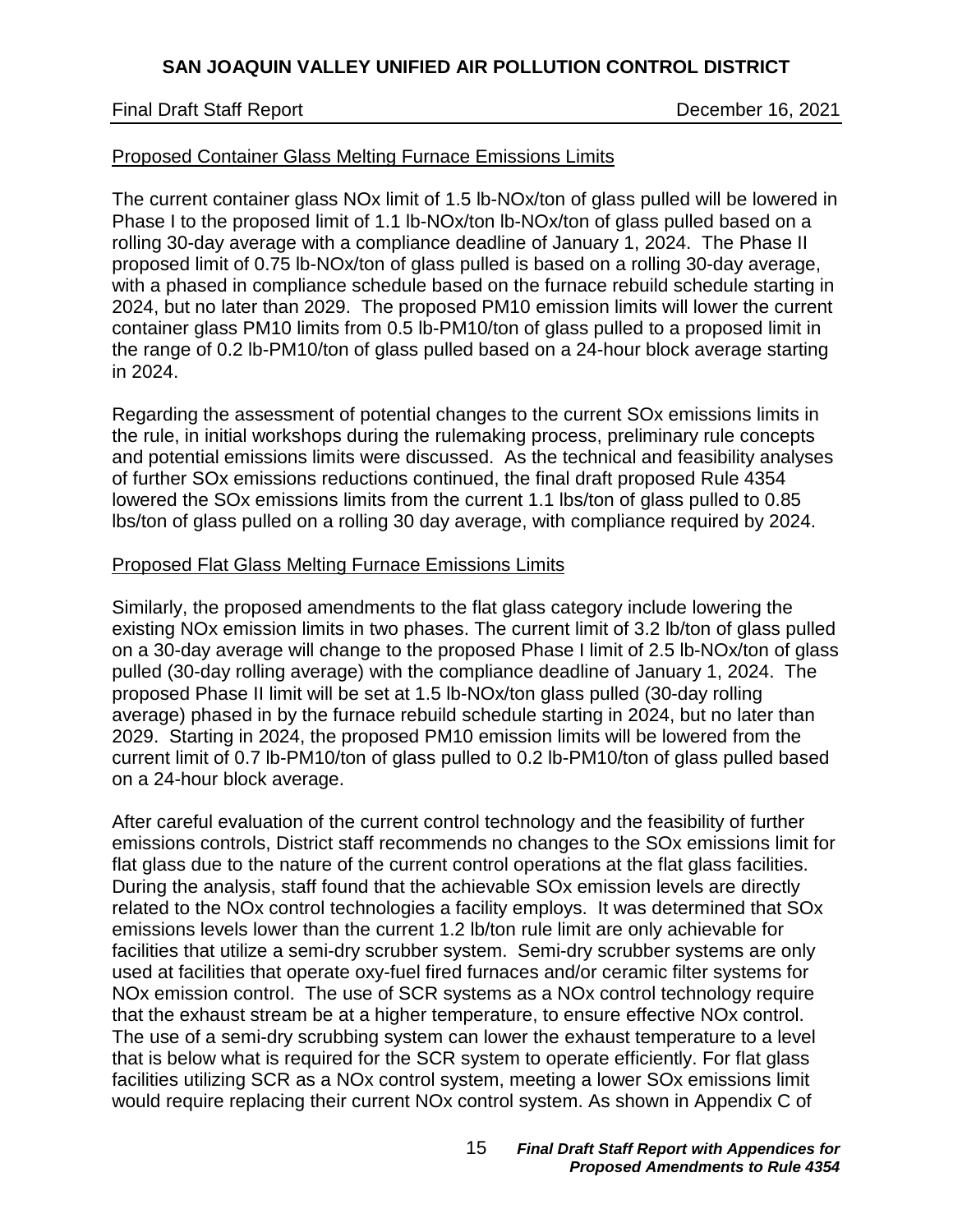Proposed Container Glass Melting Furnace Emissions Limits

The current container glass NOx limit of 1.5 lb-NOx/ton of glass pulled will be lowered in Phase I to the proposed limit of 1.1 lb-NOx/ton lb-NOx/ton of glass pulled based on a rolling 30-day average with a compliance deadline of January 1, 2024. The Phase II proposed limit of 0.75 lb-NOx/ton of glass pulled is based on a rolling 30-day average, with a phased in compliance schedule based on the furnace rebuild schedule starting in 2024, but no later than 2029. The proposed PM10 emission limits will lower the current container glass PM10 limits from 0.5 lb-PM10/ton of glass pulled to a proposed limit in the range of 0.2 lb-PM10/ton of glass pulled based on a 24-hour block average starting in 2024.

Regarding the assessment of potential changes to the current SOx emissions limits in the rule, in initial workshops during the rulemaking process, preliminary rule concepts and potential emissions limits were discussed. As the technical and feasibility analyses of further SOx emissions reductions continued, the final draft proposed Rule 4354 lowered the SOx emissions limits from the current 1.1 lbs/ton of glass pulled to 0.85 lbs/ton of glass pulled on a rolling 30 day average, with compliance required by 2024.

Proposed Flat Glass Melting Furnace Emissions Limits

Similarly, the proposed amendments to the flat glass category include lowering the existing NOx emission limits in two phases. The current limit of 3.2 lb/ton of glass pulled on a 30-day average will change to the proposed Phase I limit of 2.5 lb-NOx/ton of glass pulled (30-day rolling average) with the compliance deadline of January 1, 2024. The proposed Phase II limit will be set at 1.5 lb-NOx/ton glass pulled (30-day rolling average) phased in by the furnace rebuild schedule starting in 2024, but no later than 2029. Starting in 2024, the proposed PM10 emission limits will be lowered from the current limit of 0.7 lb-PM10/ton of glass pulled to 0.2 lb-PM10/ton of glass pulled based on a 24-hour block average.

After careful evaluation of the current control technology and the feasibility of further emissions controls, District staff recommends no changes to the SOx emissions limit for flat glass due to the nature of the current control operations at the flat glass facilities. During the analysis, staff found that the achievable SOx emission levels are directly related to the NOx control technologies a facility employs. It was determined that SOx emissions levels lower than the current 1.2 lb/ton rule limit are only achievable for facilities that utilize a semi-dry scrubber system. Semi-dry scrubber systems are only used at facilities that operate oxy-fuel fired furnaces and/or ceramic filter systems for NOx emission control. The use of SCR systems as a NOx control technology require that the exhaust stream be at a higher temperature, to ensure effective NOx control. The use of a semi-dry scrubbing system can lower the exhaust temperature to a level that is below what is required for the SCR system to operate efficiently. For flat glass facilities utilizing SCR as a NOx control system, meeting a lower SOx emissions limit would require replacing their current NOx control system. As shown in Appendix C of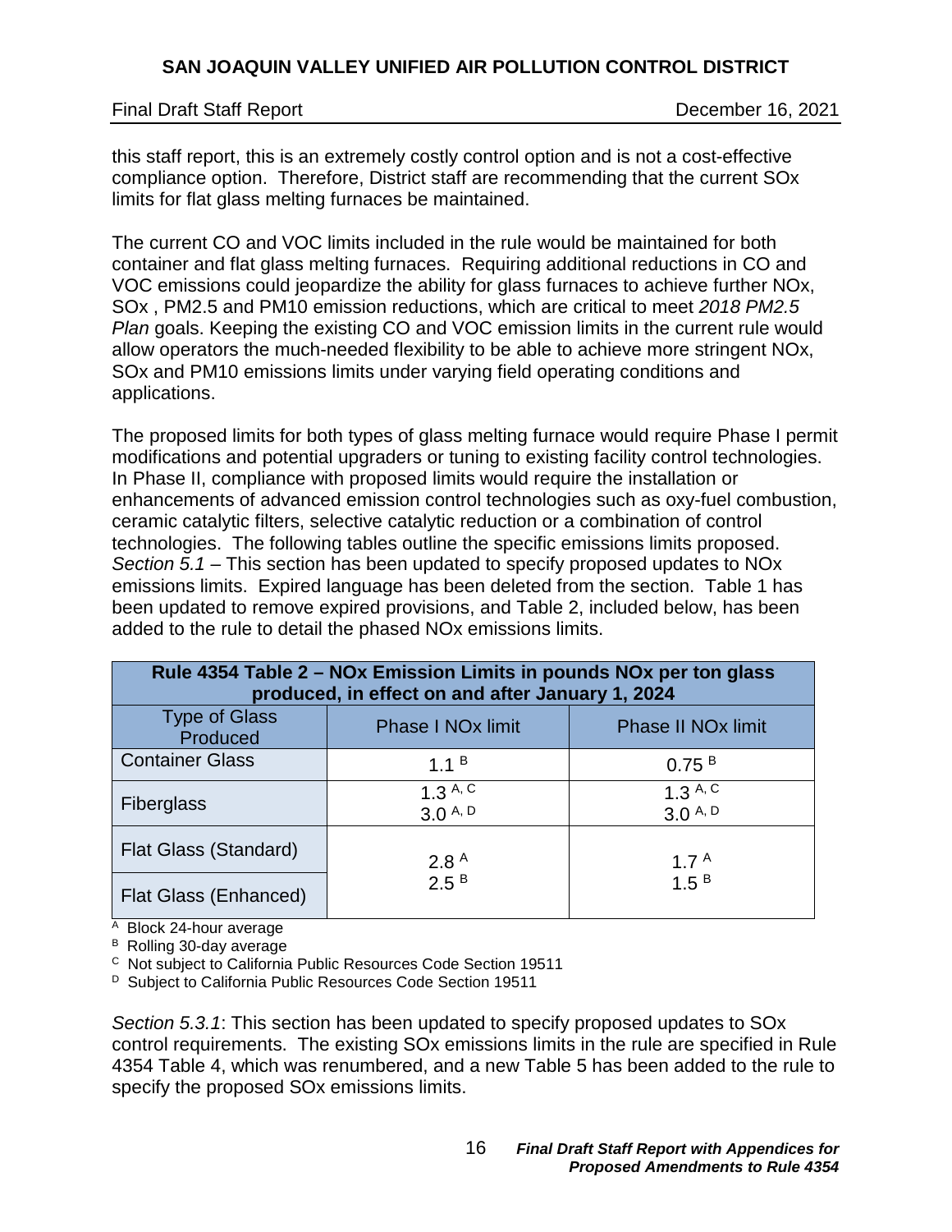this staff report, this is an extremely costly control option and is not a cost-effective compliance option. Therefore, District staff are recommending that the current SOx limits for flat glass melting furnaces be maintained.

The current CO and VOC limits included in the rule would be maintained for both container and flat glass melting furnaces. Requiring additional reductions in CO and VOC emissions could jeopardize the ability for glass furnaces to achieve further NOx, SOx , PM2.5 and PM10 emission reductions, which are critical to meet *2018 PM2.5 Plan* goals. Keeping the existing CO and VOC emission limits in the current rule would allow operators the much-needed flexibility to be able to achieve more stringent NOx, SOx and PM10 emissions limits under varying field operating conditions and applications.

The proposed limits for both types of glass melting furnace would require Phase I permit modifications and potential upgraders or tuning to existing facility control technologies. In Phase II, compliance with proposed limits would require the installation or enhancements of advanced emission control technologies such as oxy-fuel combustion, ceramic catalytic filters, selective catalytic reduction or a combination of control technologies. The following tables outline the specific emissions limits proposed. *Section 5.1* – This section has been updated to specify proposed updates to NOx emissions limits. Expired language has been deleted from the section. Table 1 has been updated to remove expired provisions, and Table 2, included below, has been added to the rule to detail the phased NOx emissions limits.

| Rule 4354 Table 2 – NOx Emission Limits in pounds NOx per ton glass produced, in effect on and after January 1, 2024 | | |
|---|---|---|
| Type of Glass Produced | Phase I NOx limit | Phase II NOx limit |
| Container Glass | 1.1 [B] | 0.75 [B] |
| Fiberglass | 1.3 [A, C]<br>3.0 [A, D] | 1.3 [A, C]<br>3.0 [A, D] |
| Flat Glass (Standard)<br>Flat Glass (Enhanced) | 2.8 [A]<br>2.5 [B] | 1.7 [A]<br>1.5 [B] |

[A] Block 24-hour average
[B] Rolling 30-day average
[C] Not subject to California Public Resources Code Section 19511
[D] Subject to California Public Resources Code Section 19511

*Section 5.3.1*: This section has been updated to specify proposed updates to SOx control requirements. The existing SOx emissions limits in the rule are specified in Rule 4354 Table 4, which was renumbered, and a new Table 5 has been added to the rule to specify the proposed SOx emissions limits.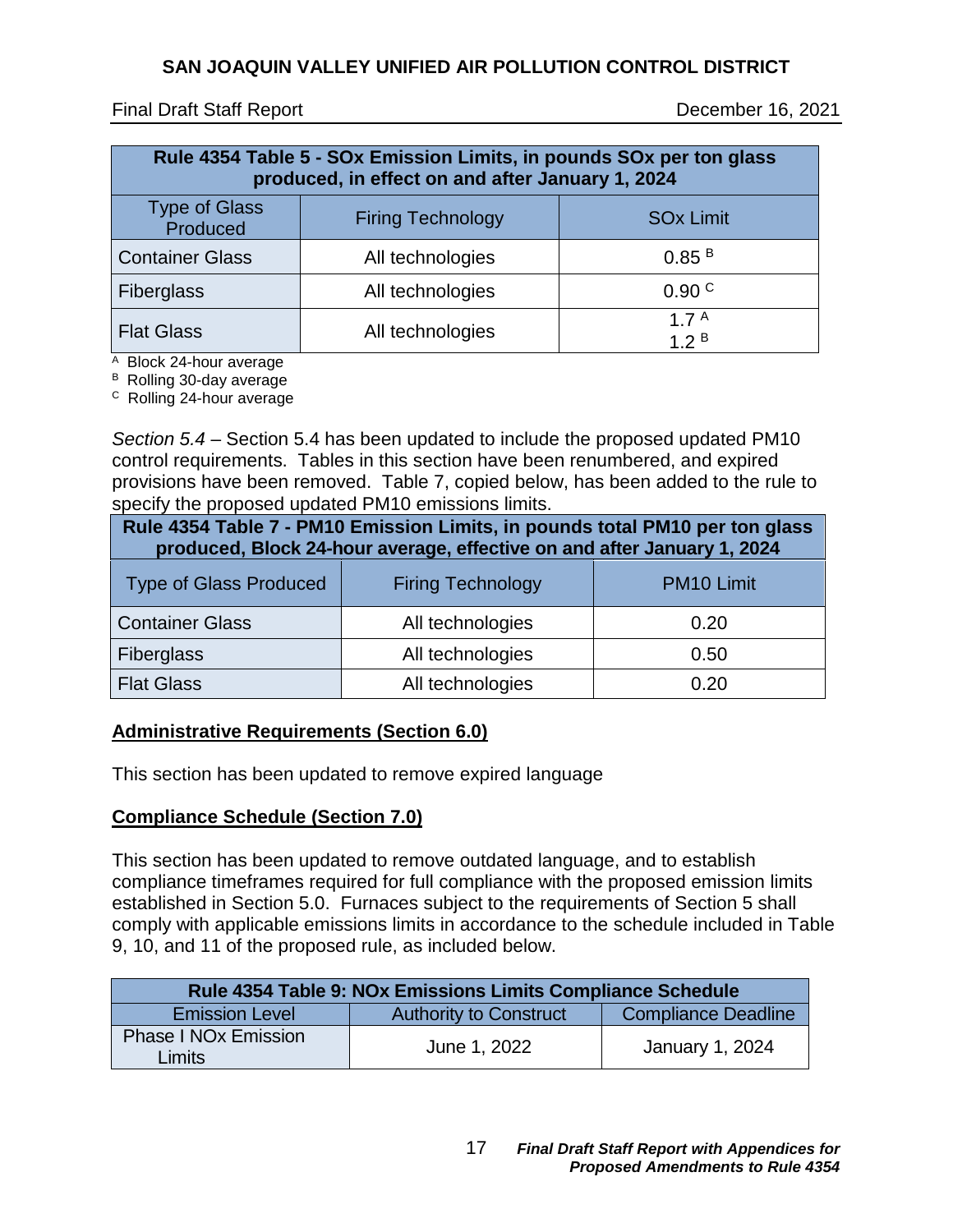| Rule 4354 Table 5 - SOx Emission Limits, in pounds SOx per ton glass produced, in effect on and after January 1, 2024 | | |
|---|---|---|
| Type of Glass Produced | Firing Technology | SOx Limit |
| Container Glass | All technologies | 0.85 [B] |
| Fiberglass | All technologies | 0.90 [C] |
| Flat Glass | All technologies | 1.7 [A]<br>1.2 [B] |

[A] Block 24-hour average
[B] Rolling 30-day average
[C] Rolling 24-hour average

*Section 5.4* – Section 5.4 has been updated to include the proposed updated PM10 control requirements. Tables in this section have been renumbered, and expired provisions have been removed. Table 7, copied below, has been added to the rule to specify the proposed updated PM10 emissions limits.

| Rule 4354 Table 7 - PM10 Emission Limits, in pounds total PM10 per ton glass produced, Block 24-hour average, effective on and after January 1, 2024 | | |
|---|---|---|
| Type of Glass Produced | Firing Technology | PM10 Limit |
| Container Glass | All technologies | 0.20 |
| Fiberglass | All technologies | 0.50 |
| Flat Glass | All technologies | 0.20 |

**Administrative Requirements (Section 6.0)**

This section has been updated to remove expired language

**Compliance Schedule (Section 7.0)**

This section has been updated to remove outdated language, and to establish compliance timeframes required for full compliance with the proposed emission limits established in Section 5.0. Furnaces subject to the requirements of Section 5 shall comply with applicable emissions limits in accordance to the schedule included in Table 9, 10, and 11 of the proposed rule, as included below.

| Rule 4354 Table 9: NOx Emissions Limits Compliance Schedule | | |
|---|---|---|
| Emission Level | Authority to Construct | Compliance Deadline |
| Phase I NOx Emission Limits | June 1, 2022 | January 1, 2024 |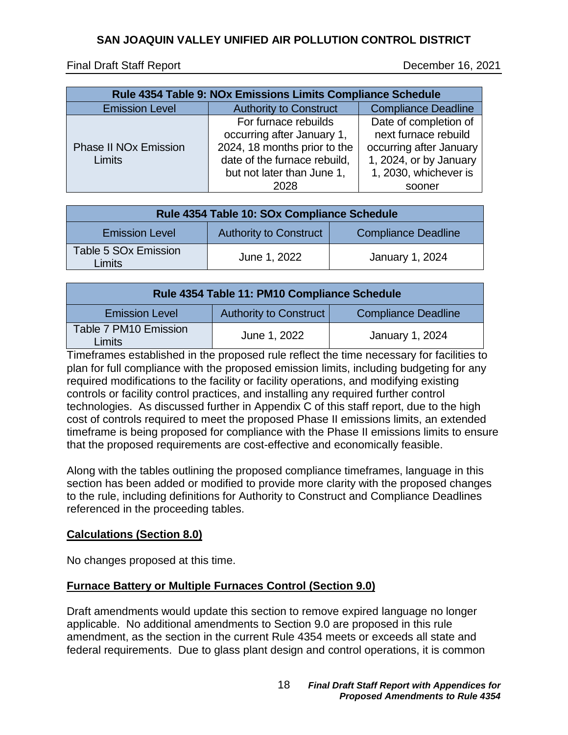| Rule 4354 Table 9: NOx Emissions Limits Compliance Schedule | | |
|---|---|---|
| Emission Level | Authority to Construct | Compliance Deadline |
| Phase II NOx Emission Limits | For furnace rebuilds occurring after January 1, 2024, 18 months prior to the date of the furnace rebuild, but not later than June 1, 2028 | Date of completion of next furnace rebuild occurring after January 1, 2024, or by January 1, 2030, whichever is sooner |

| Rule 4354 Table 10: SOx Compliance Schedule | | |
|---|---|---|
| Emission Level | Authority to Construct | Compliance Deadline |
| Table 5 SOx Emission Limits | June 1, 2022 | January 1, 2024 |

| Rule 4354 Table 11: PM10 Compliance Schedule | | |
|---|---|---|
| Emission Level | Authority to Construct | Compliance Deadline |
| Table 7 PM10 Emission Limits | June 1, 2022 | January 1, 2024 |

Timeframes established in the proposed rule reflect the time necessary for facilities to plan for full compliance with the proposed emission limits, including budgeting for any required modifications to the facility or facility operations, and modifying existing controls or facility control practices, and installing any required further control technologies. As discussed further in Appendix C of this staff report, due to the high cost of controls required to meet the proposed Phase II emissions limits, an extended timeframe is being proposed for compliance with the Phase II emissions limits to ensure that the proposed requirements are cost-effective and economically feasible.

Along with the tables outlining the proposed compliance timeframes, language in this section has been added or modified to provide more clarity with the proposed changes to the rule, including definitions for Authority to Construct and Compliance Deadlines referenced in the proceeding tables.

**Calculations (Section 8.0)**

No changes proposed at this time.

**Furnace Battery or Multiple Furnaces Control (Section 9.0)**

Draft amendments would update this section to remove expired language no longer applicable. No additional amendments to Section 9.0 are proposed in this rule amendment, as the section in the current Rule 4354 meets or exceeds all state and federal requirements. Due to glass plant design and control operations, it is common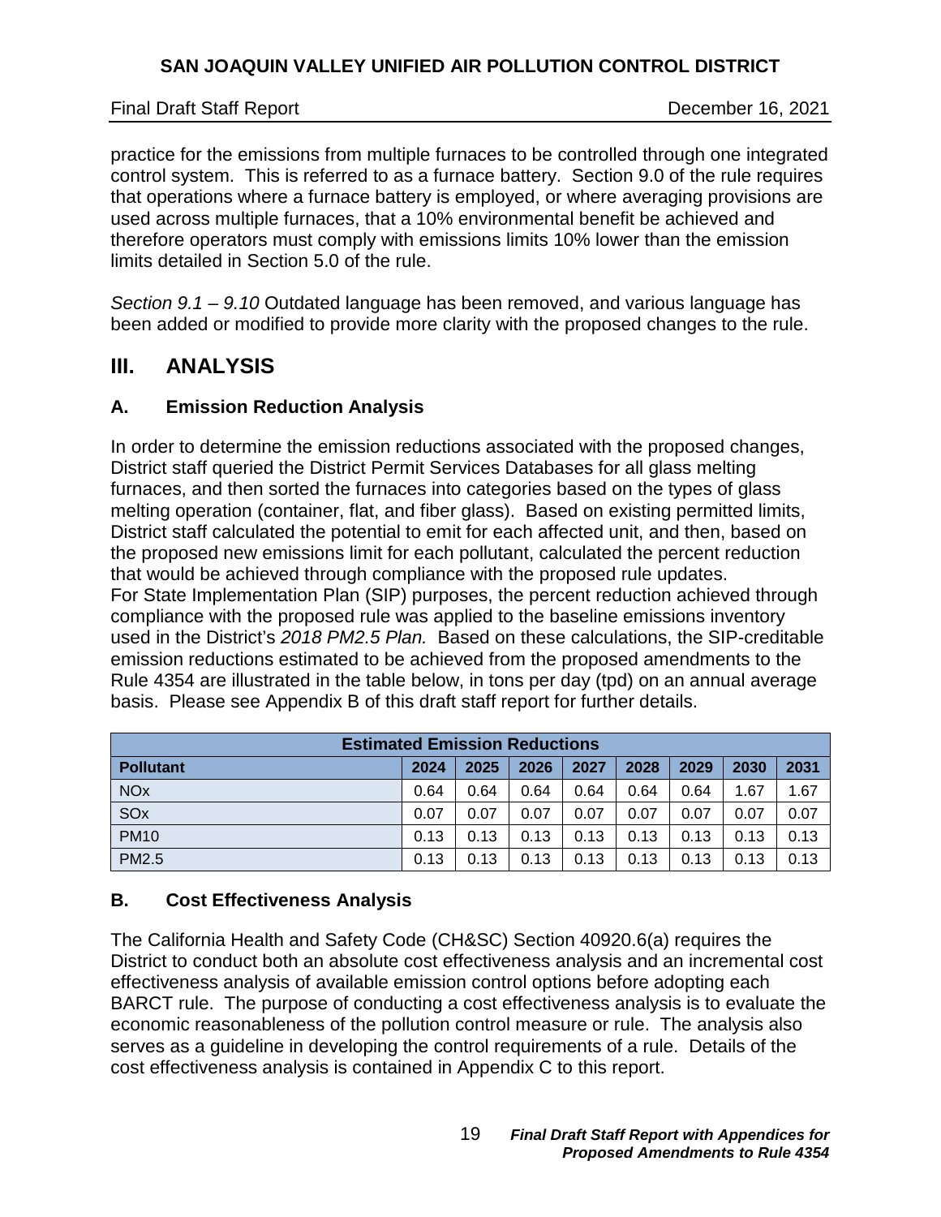practice for the emissions from multiple furnaces to be controlled through one integrated control system. This is referred to as a furnace battery. Section 9.0 of the rule requires that operations where a furnace battery is employed, or where averaging provisions are used across multiple furnaces, that a 10% environmental benefit be achieved and therefore operators must comply with emissions limits 10% lower than the emission limits detailed in Section 5.0 of the rule.

*Section 9.1 – 9.10* Outdated language has been removed, and various language has been added or modified to provide more clarity with the proposed changes to the rule.

# III. ANALYSIS

## A. Emission Reduction Analysis

In order to determine the emission reductions associated with the proposed changes, District staff queried the District Permit Services Databases for all glass melting furnaces, and then sorted the furnaces into categories based on the types of glass melting operation (container, flat, and fiber glass). Based on existing permitted limits, District staff calculated the potential to emit for each affected unit, and then, based on the proposed new emissions limit for each pollutant, calculated the percent reduction that would be achieved through compliance with the proposed rule updates. For State Implementation Plan (SIP) purposes, the percent reduction achieved through compliance with the proposed rule was applied to the baseline emissions inventory used in the District's *2018 PM2.5 Plan.* Based on these calculations, the SIP-creditable emission reductions estimated to be achieved from the proposed amendments to the Rule 4354 are illustrated in the table below, in tons per day (tpd) on an annual average basis. Please see Appendix B of this draft staff report for further details.

| Estimated Emission Reductions | | | | | | | | |
|---|---|---|---|---|---|---|---|---|
| **Pollutant** | **2024** | **2025** | **2026** | **2027** | **2028** | **2029** | **2030** | **2031** |
| NOx | 0.64 | 0.64 | 0.64 | 0.64 | 0.64 | 0.64 | 1.67 | 1.67 |
| SOx | 0.07 | 0.07 | 0.07 | 0.07 | 0.07 | 0.07 | 0.07 | 0.07 |
| PM10 | 0.13 | 0.13 | 0.13 | 0.13 | 0.13 | 0.13 | 0.13 | 0.13 |
| PM2.5 | 0.13 | 0.13 | 0.13 | 0.13 | 0.13 | 0.13 | 0.13 | 0.13 |

## B. Cost Effectiveness Analysis

The California Health and Safety Code (CH&SC) Section 40920.6(a) requires the District to conduct both an absolute cost effectiveness analysis and an incremental cost effectiveness analysis of available emission control options before adopting each BARCT rule. The purpose of conducting a cost effectiveness analysis is to evaluate the economic reasonableness of the pollution control measure or rule. The analysis also serves as a guideline in developing the control requirements of a rule. Details of the cost effectiveness analysis is contained in Appendix C to this report.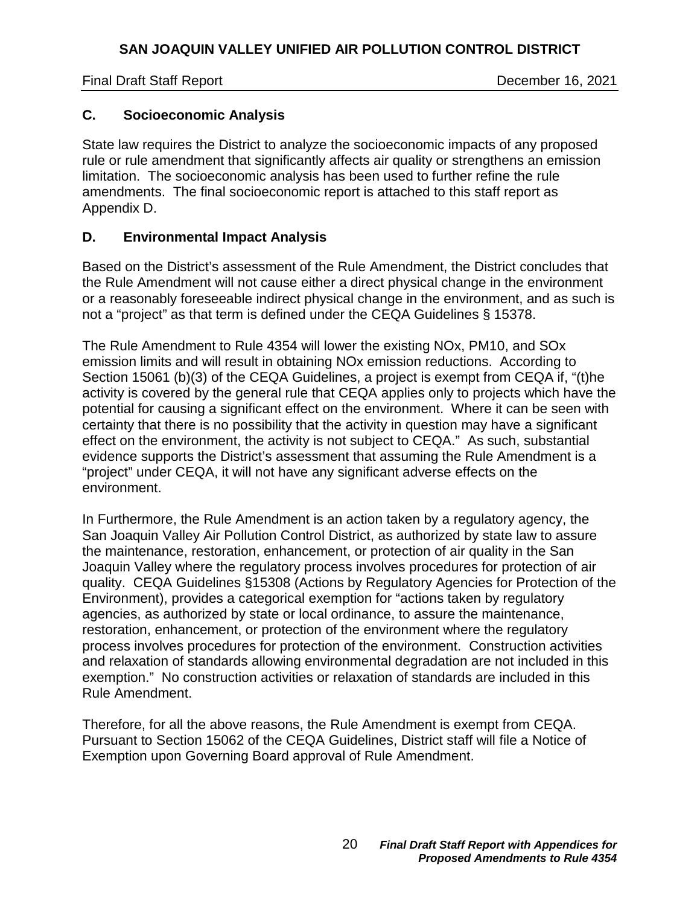## C. Socioeconomic Analysis

State law requires the District to analyze the socioeconomic impacts of any proposed rule or rule amendment that significantly affects air quality or strengthens an emission limitation. The socioeconomic analysis has been used to further refine the rule amendments. The final socioeconomic report is attached to this staff report as Appendix D.

## D. Environmental Impact Analysis

Based on the District's assessment of the Rule Amendment, the District concludes that the Rule Amendment will not cause either a direct physical change in the environment or a reasonably foreseeable indirect physical change in the environment, and as such is not a "project" as that term is defined under the CEQA Guidelines § 15378.

The Rule Amendment to Rule 4354 will lower the existing NOx, PM10, and SOx emission limits and will result in obtaining NOx emission reductions. According to Section 15061 (b)(3) of the CEQA Guidelines, a project is exempt from CEQA if, "(t)he activity is covered by the general rule that CEQA applies only to projects which have the potential for causing a significant effect on the environment. Where it can be seen with certainty that there is no possibility that the activity in question may have a significant effect on the environment, the activity is not subject to CEQA." As such, substantial evidence supports the District's assessment that assuming the Rule Amendment is a "project" under CEQA, it will not have any significant adverse effects on the environment.

In Furthermore, the Rule Amendment is an action taken by a regulatory agency, the San Joaquin Valley Air Pollution Control District, as authorized by state law to assure the maintenance, restoration, enhancement, or protection of air quality in the San Joaquin Valley where the regulatory process involves procedures for protection of air quality. CEQA Guidelines §15308 (Actions by Regulatory Agencies for Protection of the Environment), provides a categorical exemption for "actions taken by regulatory agencies, as authorized by state or local ordinance, to assure the maintenance, restoration, enhancement, or protection of the environment where the regulatory process involves procedures for protection of the environment. Construction activities and relaxation of standards allowing environmental degradation are not included in this exemption." No construction activities or relaxation of standards are included in this Rule Amendment.

Therefore, for all the above reasons, the Rule Amendment is exempt from CEQA. Pursuant to Section 15062 of the CEQA Guidelines, District staff will file a Notice of Exemption upon Governing Board approval of Rule Amendment.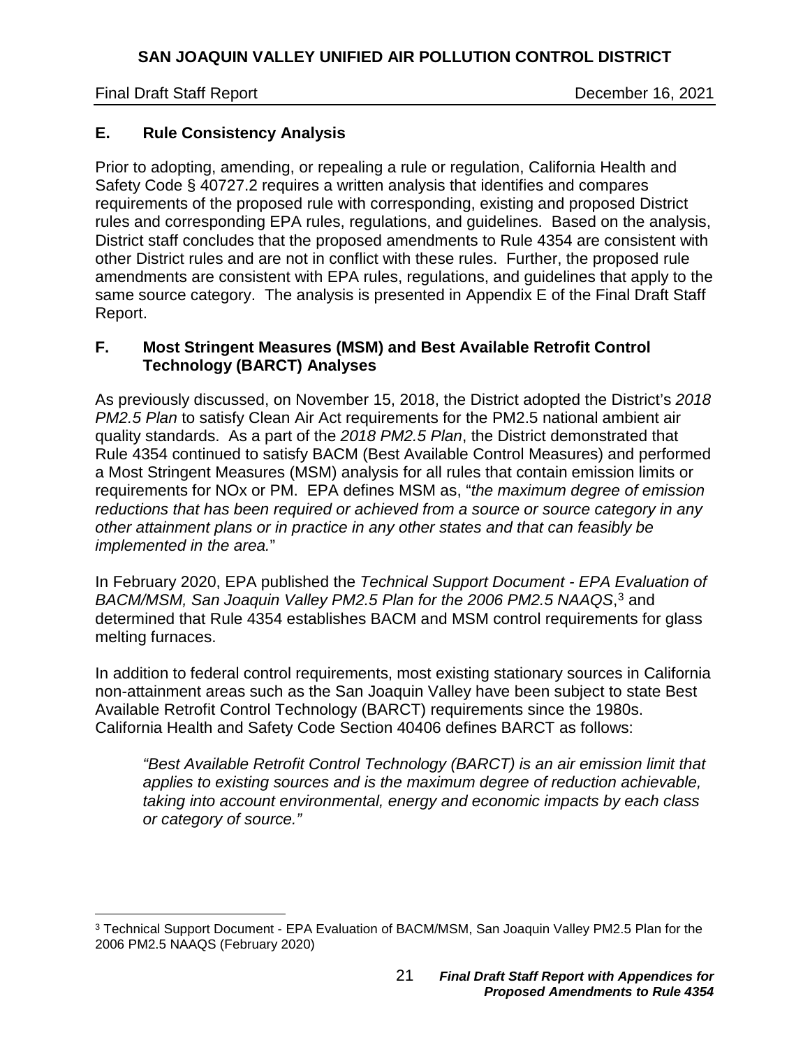## E. Rule Consistency Analysis

Prior to adopting, amending, or repealing a rule or regulation, California Health and Safety Code § 40727.2 requires a written analysis that identifies and compares requirements of the proposed rule with corresponding, existing and proposed District rules and corresponding EPA rules, regulations, and guidelines. Based on the analysis, District staff concludes that the proposed amendments to Rule 4354 are consistent with other District rules and are not in conflict with these rules. Further, the proposed rule amendments are consistent with EPA rules, regulations, and guidelines that apply to the same source category. The analysis is presented in Appendix E of the Final Draft Staff Report.

## F. Most Stringent Measures (MSM) and Best Available Retrofit Control Technology (BARCT) Analyses

As previously discussed, on November 15, 2018, the District adopted the District's *2018 PM2.5 Plan* to satisfy Clean Air Act requirements for the PM2.5 national ambient air quality standards. As a part of the *2018 PM2.5 Plan*, the District demonstrated that Rule 4354 continued to satisfy BACM (Best Available Control Measures) and performed a Most Stringent Measures (MSM) analysis for all rules that contain emission limits or requirements for NOx or PM. EPA defines MSM as, "*the maximum degree of emission reductions that has been required or achieved from a source or source category in any other attainment plans or in practice in any other states and that can feasibly be implemented in the area.*"

In February 2020, EPA published the *Technical Support Document - EPA Evaluation of BACM/MSM, San Joaquin Valley PM2.5 Plan for the 2006 PM2.5 NAAQS*,[3] and determined that Rule 4354 establishes BACM and MSM control requirements for glass melting furnaces.

In addition to federal control requirements, most existing stationary sources in California non-attainment areas such as the San Joaquin Valley have been subject to state Best Available Retrofit Control Technology (BARCT) requirements since the 1980s. California Health and Safety Code Section 40406 defines BARCT as follows:

> *"Best Available Retrofit Control Technology (BARCT) is an air emission limit that applies to existing sources and is the maximum degree of reduction achievable, taking into account environmental, energy and economic impacts by each class or category of source."*

---

[3] Technical Support Document - EPA Evaluation of BACM/MSM, San Joaquin Valley PM2.5 Plan for the 2006 PM2.5 NAAQS (February 2020)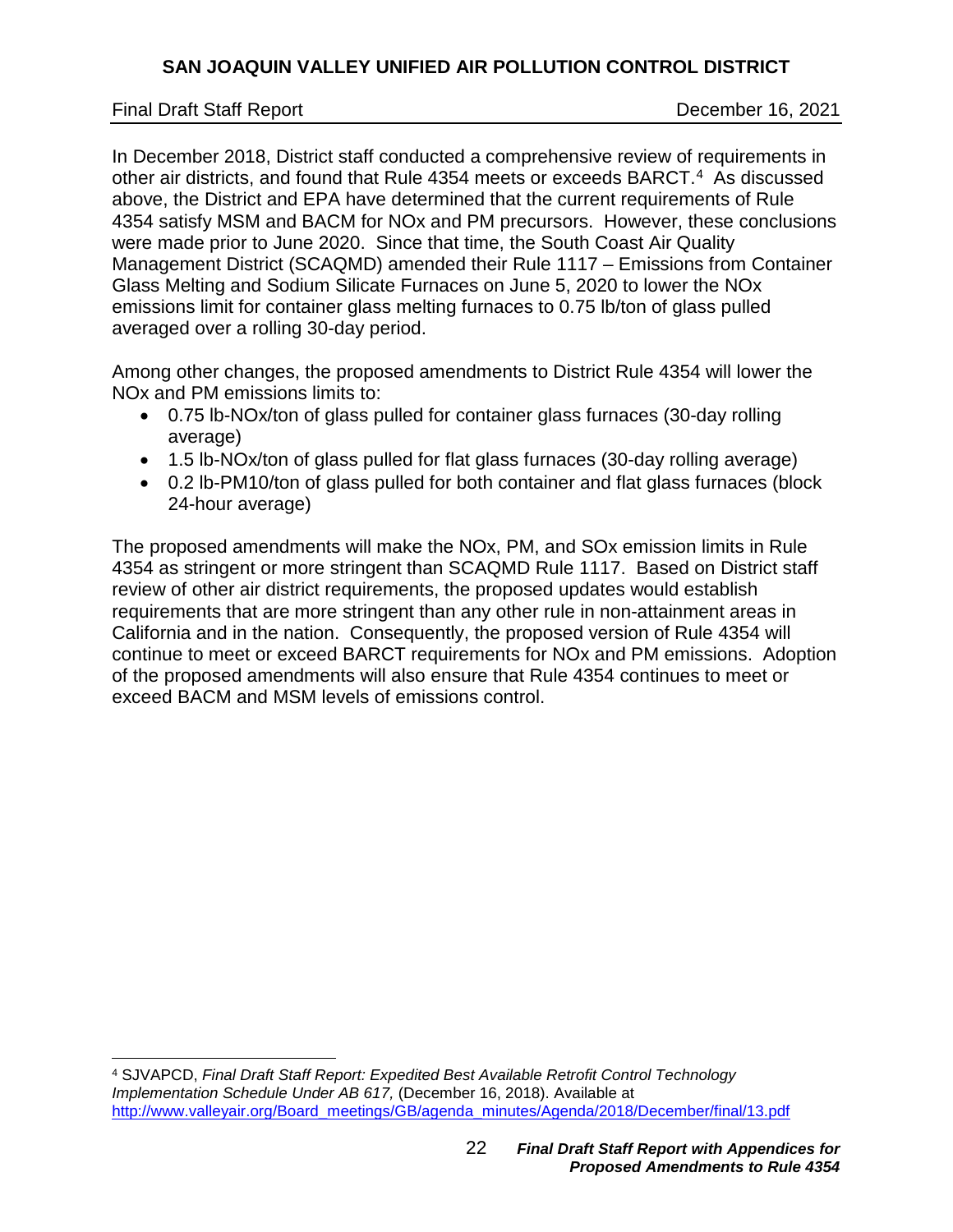In December 2018, District staff conducted a comprehensive review of requirements in other air districts, and found that Rule 4354 meets or exceeds BARCT.[4] As discussed above, the District and EPA have determined that the current requirements of Rule 4354 satisfy MSM and BACM for NOx and PM precursors. However, these conclusions were made prior to June 2020. Since that time, the South Coast Air Quality Management District (SCAQMD) amended their Rule 1117 – Emissions from Container Glass Melting and Sodium Silicate Furnaces on June 5, 2020 to lower the NOx emissions limit for container glass melting furnaces to 0.75 lb/ton of glass pulled averaged over a rolling 30-day period.

Among other changes, the proposed amendments to District Rule 4354 will lower the NOx and PM emissions limits to:

- 0.75 lb-NOx/ton of glass pulled for container glass furnaces (30-day rolling average)
- 1.5 lb-NOx/ton of glass pulled for flat glass furnaces (30-day rolling average)
- 0.2 lb-PM10/ton of glass pulled for both container and flat glass furnaces (block 24-hour average)

The proposed amendments will make the NOx, PM, and SOx emission limits in Rule 4354 as stringent or more stringent than SCAQMD Rule 1117. Based on District staff review of other air district requirements, the proposed updates would establish requirements that are more stringent than any other rule in non-attainment areas in California and in the nation. Consequently, the proposed version of Rule 4354 will continue to meet or exceed BARCT requirements for NOx and PM emissions. Adoption of the proposed amendments will also ensure that Rule 4354 continues to meet or exceed BACM and MSM levels of emissions control.

---

[4] SJVAPCD, *Final Draft Staff Report: Expedited Best Available Retrofit Control Technology Implementation Schedule Under AB 617,* (December 16, 2018). Available at http://www.valleyair.org/Board_meetings/GB/agenda_minutes/Agenda/2018/December/final/13.pdf